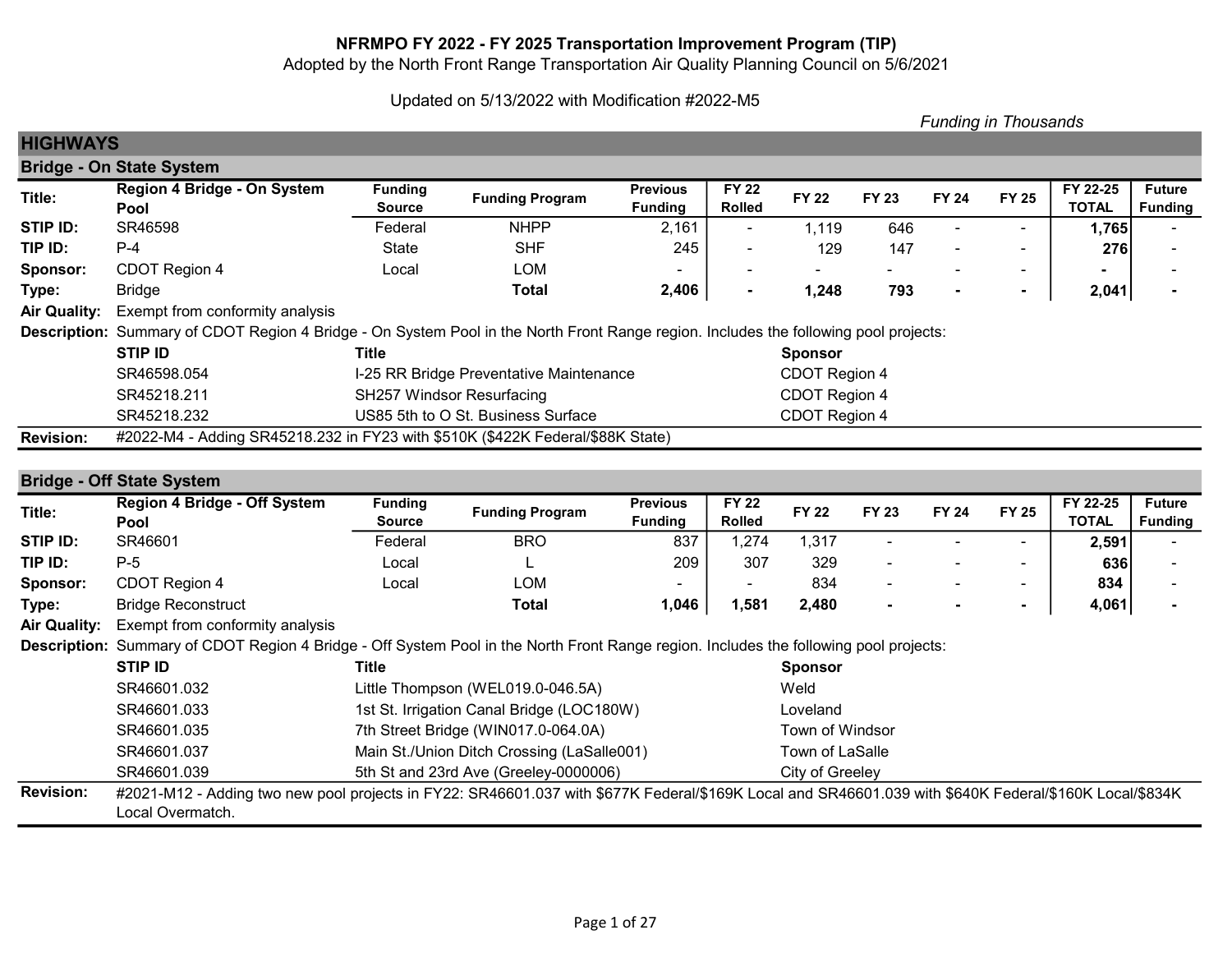# NFRMPO FY 2022 - FY 2025 Transportation Improvement Program (TIP)

Adopted by the North Front Range Transportation Air Quality Planning Council on 5/6/2021

Updated on 5/13/2022 with Modification #2022-M5

*Funding in Thousands*

## HIGHWAYS

### Bridge - On State System

| Title: | Region 4 Bridge - On System Pool | Funding Source | Funding Program | Previous Funding | FY 22 Rolled | FY 22 | FY 23 | FY 24 | FY 25 | FY 22-25 TOTAL | Future Funding |
|---|---|---|---|---|---|---|---|---|---|---|---|
| STIP ID: | SR46598 | Federal | NHPP | 2,161 | - | 1,119 | 646 | - | - | **1,765** | - |
| TIP ID: | P-4 | State | SHF | 245 | - | 129 | 147 | - | - | **276** | - |
| Sponsor: | CDOT Region 4 | Local | LOM | - | - | - | - | - | - | **-** | - |
| Type: | Bridge | | **Total** | **2,406** | **-** | **1,248** | **793** | **-** | **-** | **2,041** | **-** |

**Air Quality:** Exempt from conformity analysis

**Description:** Summary of CDOT Region 4 Bridge - On System Pool in the North Front Range region. Includes the following pool projects:

| STIP ID | Title | Sponsor |
|---|---|---|
| SR46598.054 | I-25 RR Bridge Preventative Maintenance | CDOT Region 4 |
| SR45218.211 | SH257 Windsor Resurfacing | CDOT Region 4 |
| SR45218.232 | US85 5th to O St. Business Surface | CDOT Region 4 |

**Revision:** #2022-M4 - Adding SR45218.232 in FY23 with $510K ($422K Federal/$88K State)

### Bridge - Off State System

| Title: | Region 4 Bridge - Off System Pool | Funding Source | Funding Program | Previous Funding | FY 22 Rolled | FY 22 | FY 23 | FY 24 | FY 25 | FY 22-25 TOTAL | Future Funding |
|---|---|---|---|---|---|---|---|---|---|---|---|
| STIP ID: | SR46601 | Federal | BRO | 837 | 1,274 | 1,317 | - | - | - | **2,591** | - |
| TIP ID: | P-5 | Local | L | 209 | 307 | 329 | - | - | - | **636** | - |
| Sponsor: | CDOT Region 4 | Local | LOM | - | - | 834 | - | - | - | **834** | - |
| Type: | Bridge Reconstruct | | **Total** | **1,046** | **1,581** | **2,480** | **-** | **-** | **-** | **4,061** | **-** |

**Air Quality:** Exempt from conformity analysis

**Description:** Summary of CDOT Region 4 Bridge - Off System Pool in the North Front Range region. Includes the following pool projects:

| STIP ID | Title | Sponsor |
|---|---|---|
| SR46601.032 | Little Thompson (WEL019.0-046.5A) | Weld |
| SR46601.033 | 1st St. Irrigation Canal Bridge (LOC180W) | Loveland |
| SR46601.035 | 7th Street Bridge (WIN017.0-064.0A) | Town of Windsor |
| SR46601.037 | Main St./Union Ditch Crossing (LaSalle001) | Town of LaSalle |
| SR46601.039 | 5th St and 23rd Ave (Greeley-0000006) | City of Greeley |

**Revision:** #2021-M12 - Adding two new pool projects in FY22: SR46601.037 with $677K Federal/$169K Local and SR46601.039 with $640K Federal/$160K Local/$834K Local Overmatch.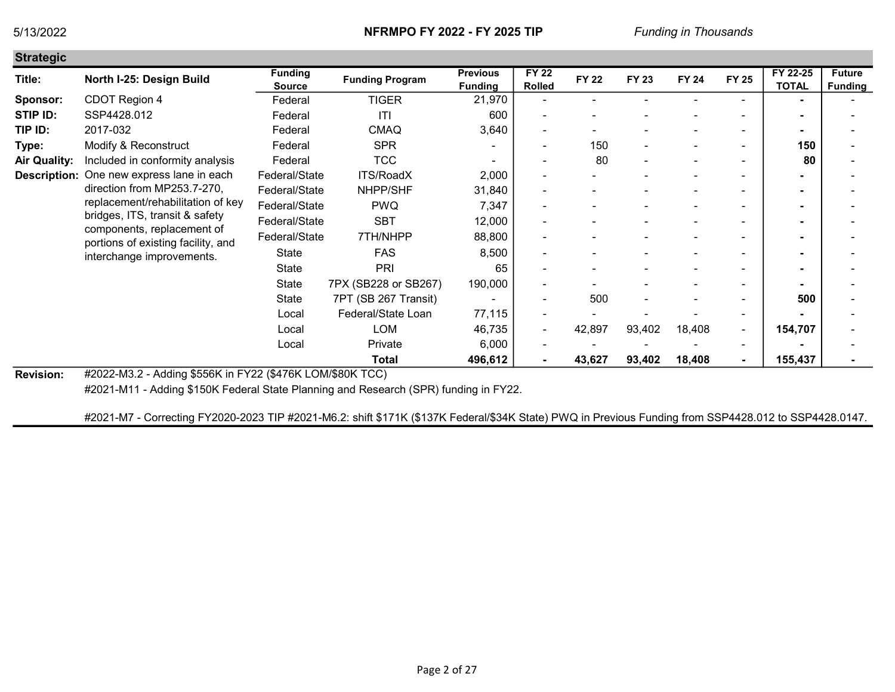5/13/2022 **NFRMPO FY 2022 - FY 2025 TIP** *Funding in Thousands*

## Strategic

| Title: | North I-25: Design Build | Funding Source | Funding Program | Previous Funding | FY 22 Rolled | FY 22 | FY 23 | FY 24 | FY 25 | FY 22-25 TOTAL | Future Funding |
|---|---|---|---|---|---|---|---|---|---|---|---|
| Sponsor: | CDOT Region 4 | Federal | TIGER | 21,970 | - | - | - | - | - | - | - |
| STIP ID: | SSP4428.012 | Federal | ITI | 600 | - | - | - | - | - | - | - |
| TIP ID: | 2017-032 | Federal | CMAQ | 3,640 | - | - | - | - | - | - | - |
| Type: | Modify & Reconstruct | Federal | SPR | - | - | 150 | - | - | - | **150** | - |
| Air Quality: | Included in conformity analysis | Federal | TCC | - | - | 80 | - | - | - | **80** | - |
| Description: | One new express lane in each direction from MP253.7-270, replacement/rehabilitation of key bridges, ITS, transit & safety components, replacement of portions of existing facility, and interchange improvements. | Federal/State | ITS/RoadX | 2,000 | - | - | - | - | - | - | - |
| | | Federal/State | NHPP/SHF | 31,840 | - | - | - | - | - | - | - |
| | | Federal/State | PWQ | 7,347 | - | - | - | - | - | - | - |
| | | Federal/State | SBT | 12,000 | - | - | - | - | - | - | - |
| | | Federal/State | 7TH/NHPP | 88,800 | - | - | - | - | - | - | - |
| | | State | FAS | 8,500 | - | - | - | - | - | - | - |
| | | State | PRI | 65 | - | - | - | - | - | - | - |
| | | State | 7PX (SB228 or SB267) | 190,000 | - | - | - | - | - | - | - |
| | | State | 7PT (SB 267 Transit) | - | - | 500 | - | - | - | **500** | - |
| | | Local | Federal/State Loan | 77,115 | - | - | - | - | - | - | - |
| | | Local | LOM | 46,735 | - | 42,897 | 93,402 | 18,408 | - | **154,707** | - |
| | | Local | Private | 6,000 | - | - | - | - | - | - | - |
| | | | **Total** | **496,612** | **-** | **43,627** | **93,402** | **18,408** | **-** | **155,437** | **-** |

**Revision:** #2022-M3.2 - Adding $556K in FY22 ($476K LOM/$80K TCC)

#2021-M11 - Adding $150K Federal State Planning and Research (SPR) funding in FY22.

#2021-M7 - Correcting FY2020-2023 TIP #2021-M6.2: shift $171K ($137K Federal/$34K State) PWQ in Previous Funding from SSP4428.012 to SSP4428.0147.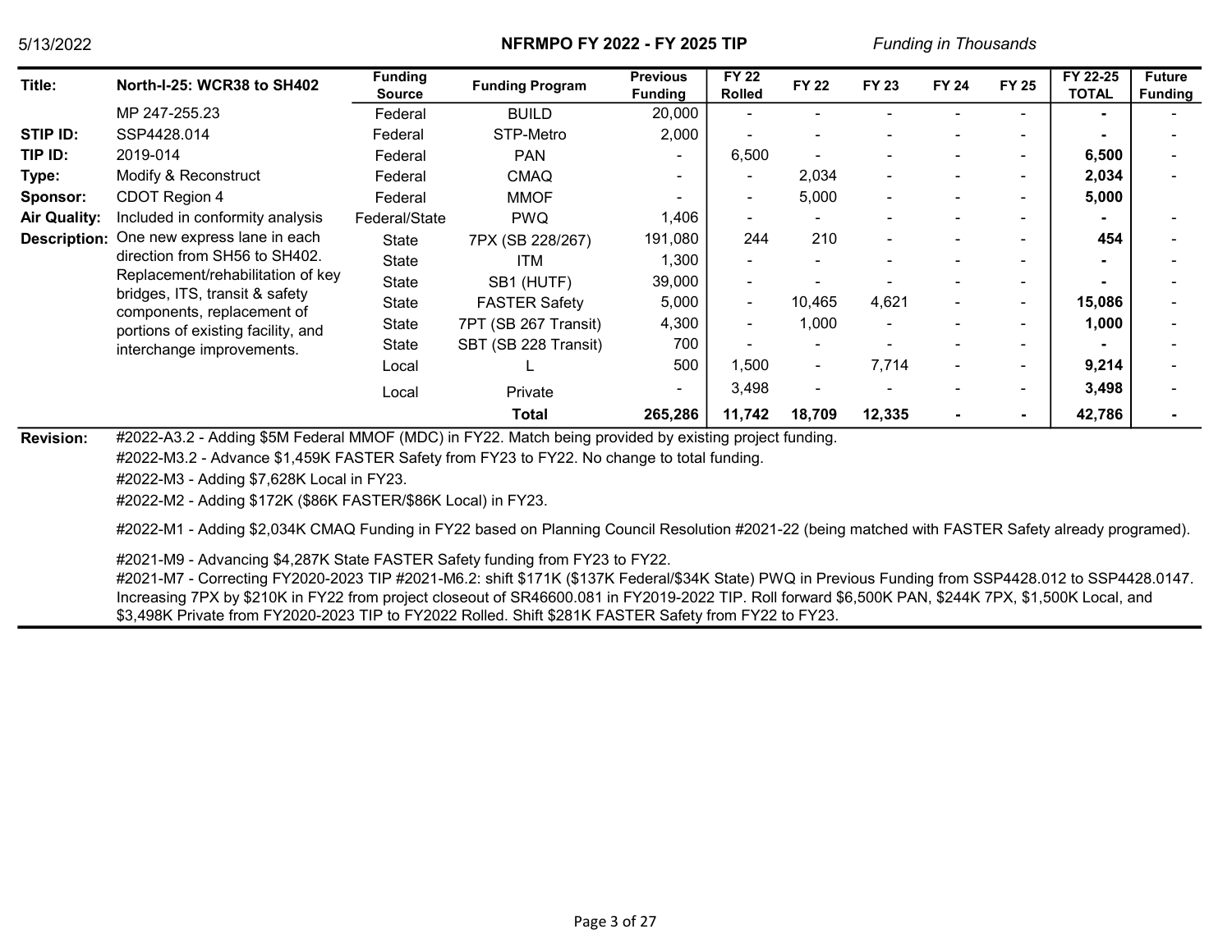NFRMPO FY 2022 - FY 2025 TIP

*Funding in Thousands*

| Title: | North-I-25: WCR38 to SH402 | Funding Source | Funding Program | Previous Funding | FY 22 Rolled | FY 22 | FY 23 | FY 24 | FY 25 | FY 22-25 TOTAL | Future Funding |
|---|---|---|---|---|---|---|---|---|---|---|---|
| | MP 247-255.23 | Federal | BUILD | 20,000 | - | - | - | - | - | - | - |
| STIP ID: | SSP4428.014 | Federal | STP-Metro | 2,000 | - | - | - | - | - | - | - |
| TIP ID: | 2019-014 | Federal | PAN | - | 6,500 | - | - | - | - | 6,500 | - |
| Type: | Modify & Reconstruct | Federal | CMAQ | - | - | 2,034 | - | - | - | 2,034 | - |
| Sponsor: | CDOT Region 4 | Federal | MMOF | - | - | 5,000 | - | - | - | 5,000 | |
| Air Quality: | Included in conformity analysis | Federal/State | PWQ | 1,406 | - | - | - | - | - | - | - |
| Description: | One new express lane in each direction from SH56 to SH402. Replacement/rehabilitation of key bridges, ITS, transit & safety components, replacement of portions of existing facility, and interchange improvements. | State | 7PX (SB 228/267) | 191,080 | 244 | 210 | - | - | - | 454 | - |
| | | State | ITM | 1,300 | - | - | - | - | - | - | - |
| | | State | SB1 (HUTF) | 39,000 | - | - | - | - | - | - | - |
| | | State | FASTER Safety | 5,000 | - | 10,465 | 4,621 | - | - | 15,086 | - |
| | | State | 7PT (SB 267 Transit) | 4,300 | - | 1,000 | - | - | - | 1,000 | - |
| | | State | SBT (SB 228 Transit) | 700 | - | - | - | - | - | - | - |
| | | Local | L | 500 | 1,500 | - | 7,714 | - | - | 9,214 | - |
| | | Local | Private | - | 3,498 | - | - | - | - | 3,498 | - |
| | | | **Total** | **265,286** | **11,742** | **18,709** | **12,335** | **-** | **-** | **42,786** | **-** |

**Revision:**

#2022-A3.2 - Adding $5M Federal MMOF (MDC) in FY22. Match being provided by existing project funding.

#2022-M3.2 - Advance $1,459K FASTER Safety from FY23 to FY22. No change to total funding.

#2022-M3 - Adding $7,628K Local in FY23.

#2022-M2 - Adding $172K ($86K FASTER/$86K Local) in FY23.

#2022-M1 - Adding $2,034K CMAQ Funding in FY22 based on Planning Council Resolution #2021-22 (being matched with FASTER Safety already programed).

#2021-M9 - Advancing $4,287K State FASTER Safety funding from FY23 to FY22.

#2021-M7 - Correcting FY2020-2023 TIP #2021-M6.2: shift $171K ($137K Federal/$34K State) PWQ in Previous Funding from SSP4428.012 to SSP4428.0147. Increasing 7PX by $210K in FY22 from project closeout of SR46600.081 in FY2019-2022 TIP. Roll forward $6,500K PAN, $244K 7PX, $1,500K Local, and $3,498K Private from FY2020-2023 TIP to FY2022 Rolled. Shift $281K FASTER Safety from FY22 to FY23.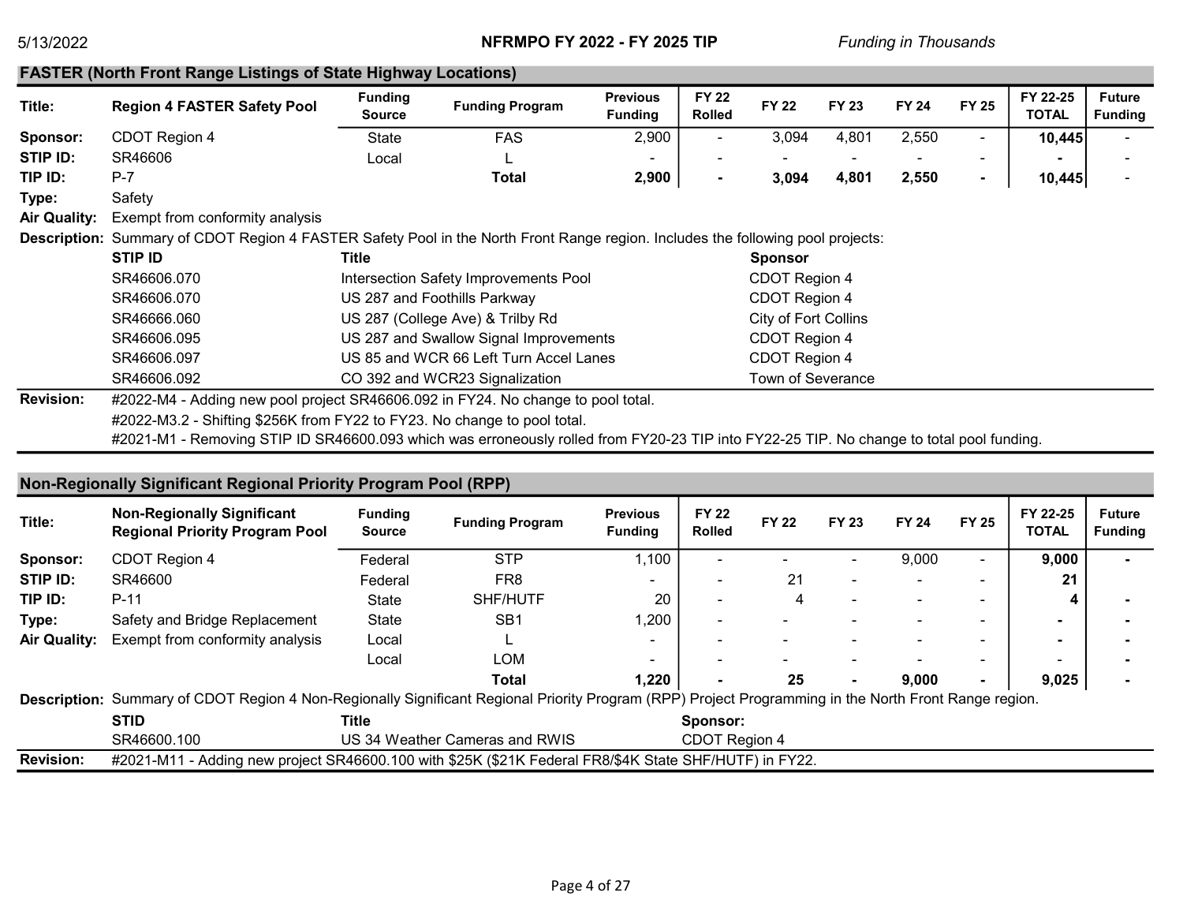## FASTER (North Front Range Listings of State Highway Locations)

| Title: | Region 4 FASTER Safety Pool | Funding Source | Funding Program | Previous Funding | FY 22 Rolled | FY 22 | FY 23 | FY 24 | FY 25 | FY 22-25 TOTAL | Future Funding |
|---|---|---|---|---|---|---|---|---|---|---|---|
| Sponsor: | CDOT Region 4 | State | FAS | 2,900 | - | 3,094 | 4,801 | 2,550 | - | 10,445 | - |
| STIP ID: | SR46606 | Local | L | - | - | - | - | - | - | - | - |
| TIP ID: | P-7 | | Total | 2,900 | - | 3,094 | 4,801 | 2,550 | - | 10,445 | - |
| Type: | Safety | | | | | | | | | | |
| Air Quality: | Exempt from conformity analysis | | | | | | | | | | |

**Description:** Summary of CDOT Region 4 FASTER Safety Pool in the North Front Range region. Includes the following pool projects:

| STIP ID | Title | Sponsor |
|---|---|---|
| SR46606.070 | Intersection Safety Improvements Pool | CDOT Region 4 |
| SR46606.070 | US 287 and Foothills Parkway | CDOT Region 4 |
| SR46666.060 | US 287 (College Ave) & Trilby Rd | City of Fort Collins |
| SR46606.095 | US 287 and Swallow Signal Improvements | CDOT Region 4 |
| SR46606.097 | US 85 and WCR 66 Left Turn Accel Lanes | CDOT Region 4 |
| SR46606.092 | CO 392 and WCR23 Signalization | Town of Severance |

**Revision:**
#2022-M4 - Adding new pool project SR46606.092 in FY24. No change to pool total.
#2022-M3.2 - Shifting $256K from FY22 to FY23. No change to pool total.
#2021-M1 - Removing STIP ID SR46600.093 which was erroneously rolled from FY20-23 TIP into FY22-25 TIP. No change to total pool funding.

## Non-Regionally Significant Regional Priority Program Pool (RPP)

| Title: | Non-Regionally Significant Regional Priority Program Pool | Funding Source | Funding Program | Previous Funding | FY 22 Rolled | FY 22 | FY 23 | FY 24 | FY 25 | FY 22-25 TOTAL | Future Funding |
|---|---|---|---|---|---|---|---|---|---|---|---|
| Sponsor: | CDOT Region 4 | Federal | STP | 1,100 | - | - | - | 9,000 | - | 9,000 | - |
| STIP ID: | SR46600 | Federal | FR8 | - | - | 21 | - | - | - | 21 | |
| TIP ID: | P-11 | State | SHF/HUTF | 20 | - | 4 | - | - | - | 4 | - |
| Type: | Safety and Bridge Replacement | State | SB1 | 1,200 | - | - | - | - | - | - | - |
| Air Quality: | Exempt from conformity analysis | Local | L | - | - | - | - | - | - | - | - |
| | | Local | LOM | - | - | - | - | - | - | - | - |
| | | | Total | 1,220 | - | 25 | - | 9,000 | - | 9,025 | - |

**Description:** Summary of CDOT Region 4 Non-Regionally Significant Regional Priority Program (RPP) Project Programming in the North Front Range region.

| STID | Title | Sponsor: |
|---|---|---|
| SR46600.100 | US 34 Weather Cameras and RWIS | CDOT Region 4 |

**Revision:** #2021-M11 - Adding new project SR46600.100 with $25K ($21K Federal FR8/$4K State SHF/HUTF) in FY22.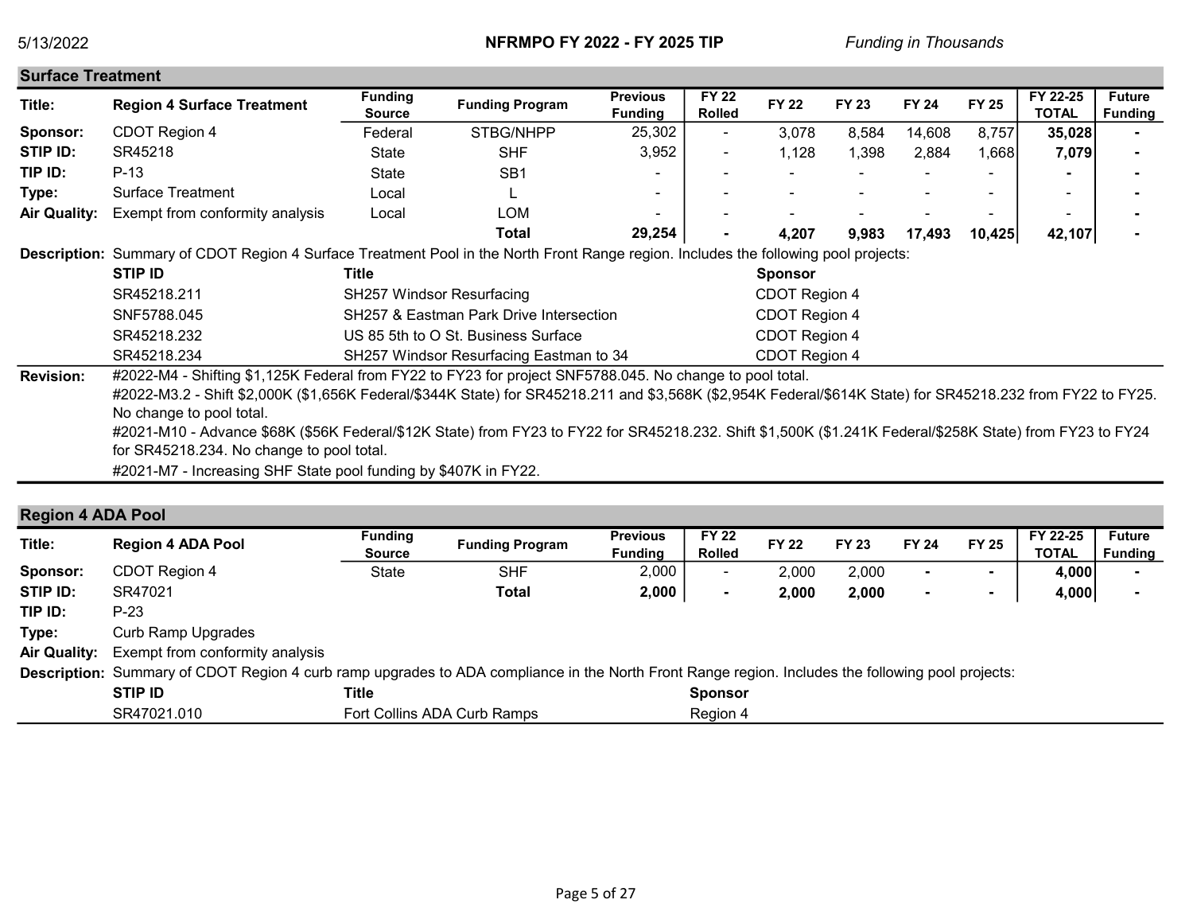## Surface Treatment

| Title: | Region 4 Surface Treatment | Funding Source | Funding Program | Previous Funding | FY 22 Rolled | FY 22 | FY 23 | FY 24 | FY 25 | FY 22-25 TOTAL | Future Funding |
|---|---|---|---|---|---|---|---|---|---|---|---|
| Sponsor: | CDOT Region 4 | Federal | STBG/NHPP | 25,302 | - | 3,078 | 8,584 | 14,608 | 8,757 | **35,028** | - |
| STIP ID: | SR45218 | State | SHF | 3,952 | - | 1,128 | 1,398 | 2,884 | 1,668 | **7,079** | - |
| TIP ID: | P-13 | State | SB1 | - | - | - | - | - | - | - | - |
| Type: | Surface Treatment | Local | L | - | - | - | - | - | - | - | - |
| Air Quality: | Exempt from conformity analysis | Local | LOM | - | - | - | - | - | - | - | - |
| | | | **Total** | **29,254** | - | **4,207** | **9,983** | **17,493** | **10,425** | **42,107** | - |

**Description:** Summary of CDOT Region 4 Surface Treatment Pool in the North Front Range region. Includes the following pool projects:

| STIP ID | Title | Sponsor |
|---|---|---|
| SR45218.211 | SH257 Windsor Resurfacing | CDOT Region 4 |
| SNF5788.045 | SH257 & Eastman Park Drive Intersection | CDOT Region 4 |
| SR45218.232 | US 85 5th to O St. Business Surface | CDOT Region 4 |
| SR45218.234 | SH257 Windsor Resurfacing Eastman to 34 | CDOT Region 4 |

**Revision:**

#2022-M4 - Shifting $1,125K Federal from FY22 to FY23 for project SNF5788.045. No change to pool total.

#2022-M3.2 - Shift $2,000K ($1,656K Federal/$344K State) for SR45218.211 and $3,568K ($2,954K Federal/$614K State) for SR45218.232 from FY22 to FY25. No change to pool total.

#2021-M10 - Advance $68K ($56K Federal/$12K State) from FY23 to FY22 for SR45218.232. Shift $1,500K ($1.241K Federal/$258K State) from FY23 to FY24 for SR45218.234. No change to pool total.

#2021-M7 - Increasing SHF State pool funding by $407K in FY22.

## Region 4 ADA Pool

| Title: | Region 4 ADA Pool | Funding Source | Funding Program | Previous Funding | FY 22 Rolled | FY 22 | FY 23 | FY 24 | FY 25 | FY 22-25 TOTAL | Future Funding |
|---|---|---|---|---|---|---|---|---|---|---|---|
| Sponsor: | CDOT Region 4 | State | SHF | 2,000 | - | 2,000 | 2,000 | - | - | **4,000** | - |
| STIP ID: | SR47021 | | **Total** | **2,000** | - | **2,000** | **2,000** | - | - | **4,000** | - |
| TIP ID: | P-23 | | | | | | | | | | |
| Type: | Curb Ramp Upgrades | | | | | | | | | | |
| Air Quality: | Exempt from conformity analysis | | | | | | | | | | |

**Description:** Summary of CDOT Region 4 curb ramp upgrades to ADA compliance in the North Front Range region. Includes the following pool projects:

| STIP ID | Title | Sponsor |
|---|---|---|
| SR47021.010 | Fort Collins ADA Curb Ramps | Region 4 |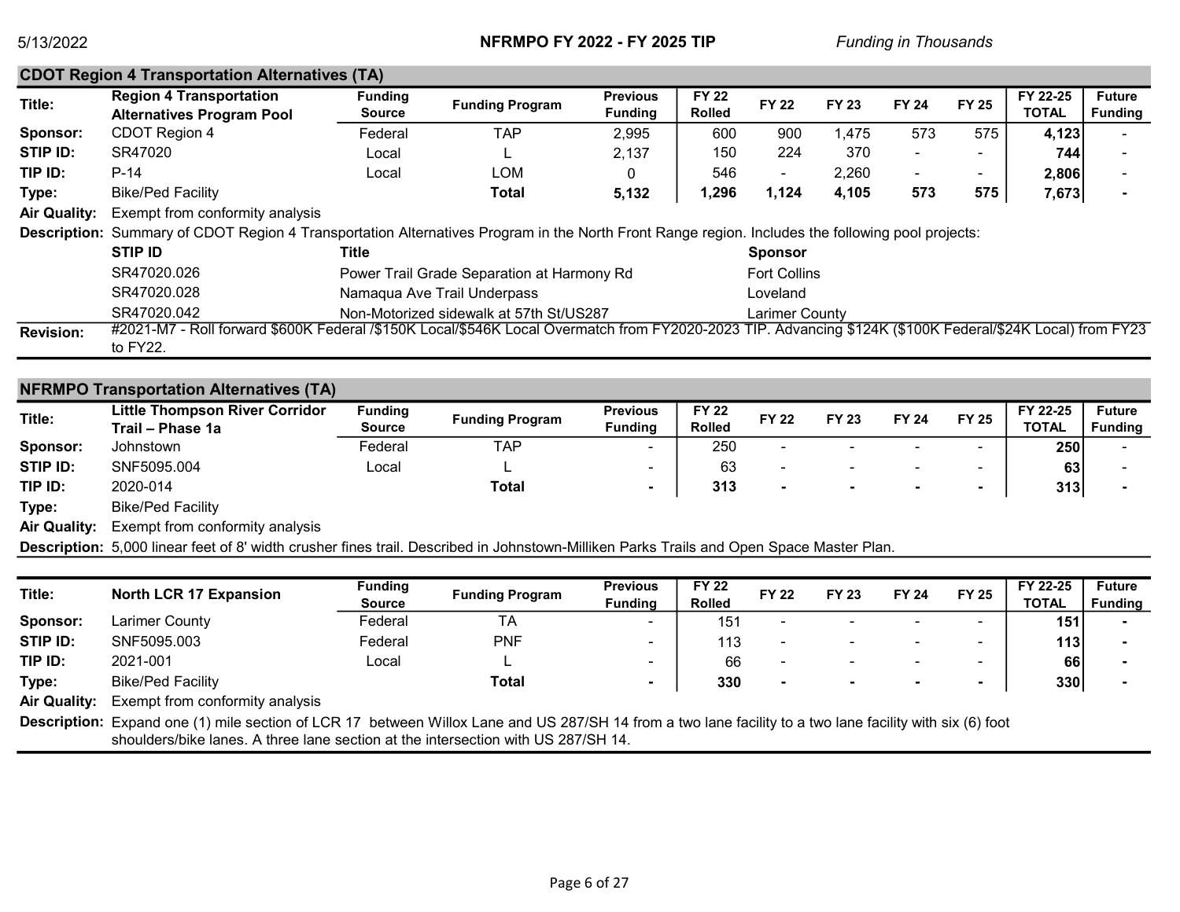## CDOT Region 4 Transportation Alternatives (TA)

| Title: | Region 4 Transportation Alternatives Program Pool | Funding Source | Funding Program | Previous Funding | FY 22 Rolled | FY 22 | FY 23 | FY 24 | FY 25 | FY 22-25 TOTAL | Future Funding |
|---|---|---|---|---|---|---|---|---|---|---|---|
| Sponsor: | CDOT Region 4 | Federal | TAP | 2,995 | 600 | 900 | 1,475 | 573 | 575 | 4,123 | - |
| STIP ID: | SR47020 | Local | L | 2,137 | 150 | 224 | 370 | - | - | 744 | - |
| TIP ID: | P-14 | Local | LOM | 0 | 546 | - | 2,260 | - | - | 2,806 | - |
| Type: | Bike/Ped Facility | | **Total** | **5,132** | **1,296** | **1,124** | **4,105** | **573** | **575** | **7,673** | **-** |

**Air Quality:** Exempt from conformity analysis

**Description:** Summary of CDOT Region 4 Transportation Alternatives Program in the North Front Range region. Includes the following pool projects:

| STIP ID | Title | Sponsor |
|---|---|---|
| SR47020.026 | Power Trail Grade Separation at Harmony Rd | Fort Collins |
| SR47020.028 | Namaqua Ave Trail Underpass | Loveland |
| SR47020.042 | Non-Motorized sidewalk at 57th St/US287 | Larimer County |

**Revision:** #2021-M7 - Roll forward $600K Federal /$150K Local/$546K Local Overmatch from FY2020-2023 TIP. Advancing $124K ($100K Federal/$24K Local) from FY23 to FY22.

## NFRMPO Transportation Alternatives (TA)

| Title: | Little Thompson River Corridor Trail – Phase 1a | Funding Source | Funding Program | Previous Funding | FY 22 Rolled | FY 22 | FY 23 | FY 24 | FY 25 | FY 22-25 TOTAL | Future Funding |
|---|---|---|---|---|---|---|---|---|---|---|---|
| Sponsor: | Johnstown | Federal | TAP | - | 250 | - | - | - | - | 250 | - |
| STIP ID: | SNF5095.004 | Local | L | - | 63 | - | - | - | - | 63 | - |
| TIP ID: | 2020-014 | | **Total** | **-** | **313** | **-** | **-** | **-** | **-** | **313** | **-** |
| Type: | Bike/Ped Facility | | | | | | | | | | |

**Air Quality:** Exempt from conformity analysis

**Description:** 5,000 linear feet of 8' width crusher fines trail. Described in Johnstown-Milliken Parks Trails and Open Space Master Plan.

| Title: | North LCR 17 Expansion | Funding Source | Funding Program | Previous Funding | FY 22 Rolled | FY 22 | FY 23 | FY 24 | FY 25 | FY 22-25 TOTAL | Future Funding |
|---|---|---|---|---|---|---|---|---|---|---|---|
| Sponsor: | Larimer County | Federal | TA | - | 151 | - | - | - | - | 151 | - |
| STIP ID: | SNF5095.003 | Federal | PNF | - | 113 | - | - | - | - | 113 | - |
| TIP ID: | 2021-001 | Local | L | - | 66 | - | - | - | - | 66 | - |
| Type: | Bike/Ped Facility | | **Total** | **-** | **330** | **-** | **-** | **-** | **-** | **330** | **-** |

**Air Quality:** Exempt from conformity analysis

**Description:** Expand one (1) mile section of LCR 17 between Willox Lane and US 287/SH 14 from a two lane facility to a two lane facility with six (6) foot shoulders/bike lanes. A three lane section at the intersection with US 287/SH 14.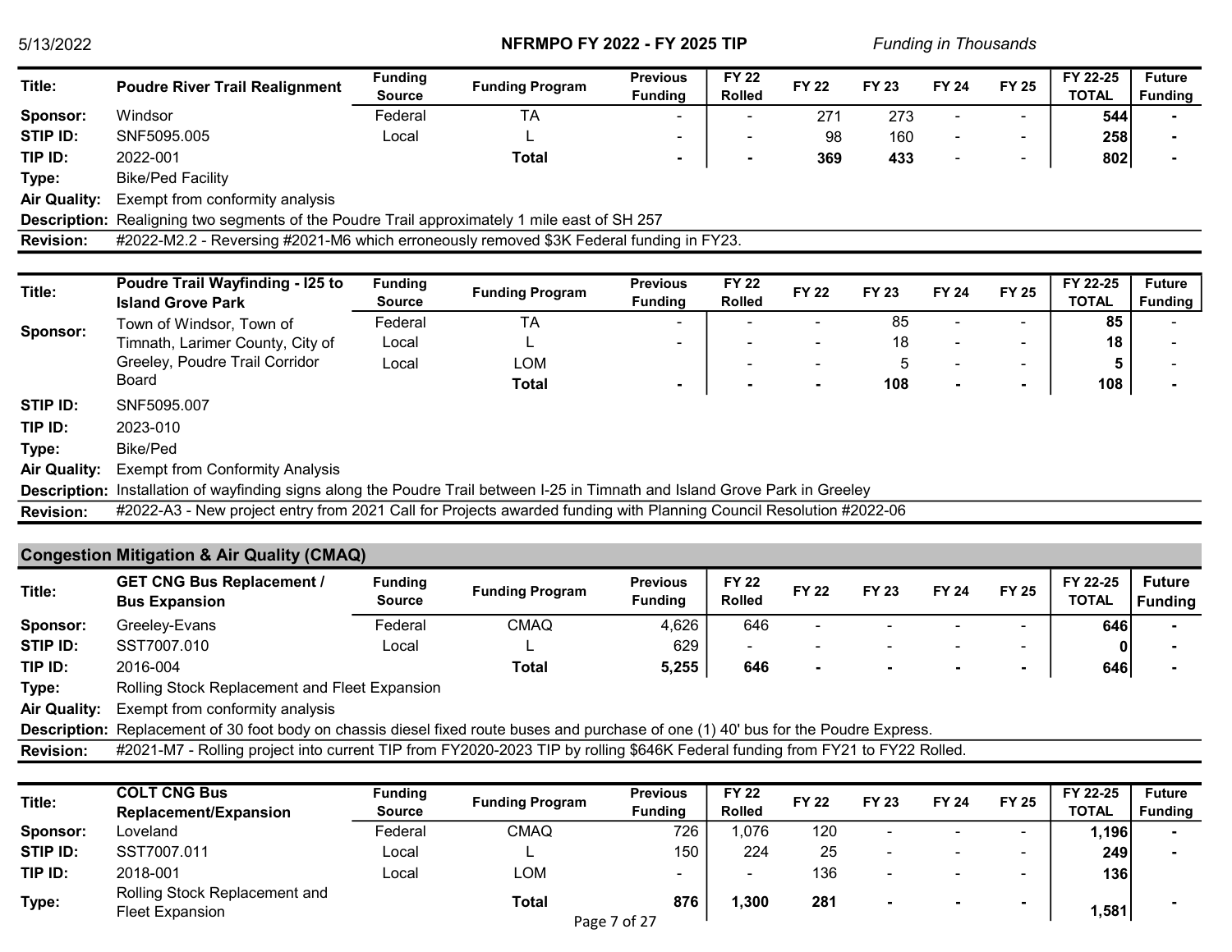| Title: | Poudre River Trail Realignment | Funding Source | Funding Program | Previous Funding | FY 22 Rolled | FY 22 | FY 23 | FY 24 | FY 25 | FY 22-25 TOTAL | Future Funding |
|---|---|---|---|---|---|---|---|---|---|---|---|
| Sponsor: | Windsor | Federal | TA | - | - | 271 | 273 | - | - | 544 | - |
| STIP ID: | SNF5095.005 | Local | L | - | - | 98 | 160 | - | - | 258 | - |
| TIP ID: | 2022-001 | | **Total** | - | - | **369** | **433** | - | - | **802** | - |
| Type: | Bike/Ped Facility | | | | | | | | | | |
| Air Quality: | Exempt from conformity analysis | | | | | | | | | | |
| Description: | Realigning two segments of the Poudre Trail approximately 1 mile east of SH 257 | | | | | | | | | | |
| Revision: | #2022-M2.2 - Reversing #2021-M6 which erroneously removed $3K Federal funding in FY23. | | | | | | | | | | |

| Title: | Poudre Trail Wayfinding - I25 to Island Grove Park | Funding Source | Funding Program | Previous Funding | FY 22 Rolled | FY 22 | FY 23 | FY 24 | FY 25 | FY 22-25 TOTAL | Future Funding |
|---|---|---|---|---|---|---|---|---|---|---|---|
| Sponsor: | Town of Windsor, Town of Timnath, Larimer County, City of Greeley, Poudre Trail Corridor Board | Federal | TA | - | - | - | 85 | - | - | 85 | - |
| | | Local | L | - | - | - | 18 | - | - | 18 | - |
| | | Local | LOM | | - | - | 5 | - | - | 5 | - |
| | | | **Total** | - | - | - | **108** | - | - | **108** | - |
| STIP ID: | SNF5095.007 | | | | | | | | | | |
| TIP ID: | 2023-010 | | | | | | | | | | |
| Type: | Bike/Ped | | | | | | | | | | |
| Air Quality: | Exempt from Conformity Analysis | | | | | | | | | | |
| Description: | Installation of wayfinding signs along the Poudre Trail between I-25 in Timnath and Island Grove Park in Greeley | | | | | | | | | | |
| Revision: | #2022-A3 - New project entry from 2021 Call for Projects awarded funding with Planning Council Resolution #2022-06 | | | | | | | | | | |

## Congestion Mitigation & Air Quality (CMAQ)

| Title: | GET CNG Bus Replacement / Bus Expansion | Funding Source | Funding Program | Previous Funding | FY 22 Rolled | FY 22 | FY 23 | FY 24 | FY 25 | FY 22-25 TOTAL | Future Funding |
|---|---|---|---|---|---|---|---|---|---|---|---|
| Sponsor: | Greeley-Evans | Federal | CMAQ | 4,626 | 646 | - | - | - | - | 646 | - |
| STIP ID: | SST7007.010 | Local | L | 629 | - | - | - | - | - | 0 | - |
| TIP ID: | 2016-004 | | **Total** | **5,255** | **646** | - | - | - | - | **646** | - |
| Type: | Rolling Stock Replacement and Fleet Expansion | | | | | | | | | | |
| Air Quality: | Exempt from conformity analysis | | | | | | | | | | |
| Description: | Replacement of 30 foot body on chassis diesel fixed route buses and purchase of one (1) 40' bus for the Poudre Express. | | | | | | | | | | |
| Revision: | #2021-M7 - Rolling project into current TIP from FY2020-2023 TIP by rolling $646K Federal funding from FY21 to FY22 Rolled. | | | | | | | | | | |

| Title: | COLT CNG Bus Replacement/Expansion | Funding Source | Funding Program | Previous Funding | FY 22 Rolled | FY 22 | FY 23 | FY 24 | FY 25 | FY 22-25 TOTAL | Future Funding |
|---|---|---|---|---|---|---|---|---|---|---|---|
| Sponsor: | Loveland | Federal | CMAQ | 726 | 1,076 | 120 | - | - | - | 1,196 | - |
| STIP ID: | SST7007.011 | Local | L | 150 | 224 | 25 | - | - | - | 249 | - |
| TIP ID: | 2018-001 | Local | LOM | - | - | 136 | - | - | - | 136 | |
| Type: | Rolling Stock Replacement and Fleet Expansion | | **Total** | **876** | **1,300** | **281** | - | - | - | **1,581** | - |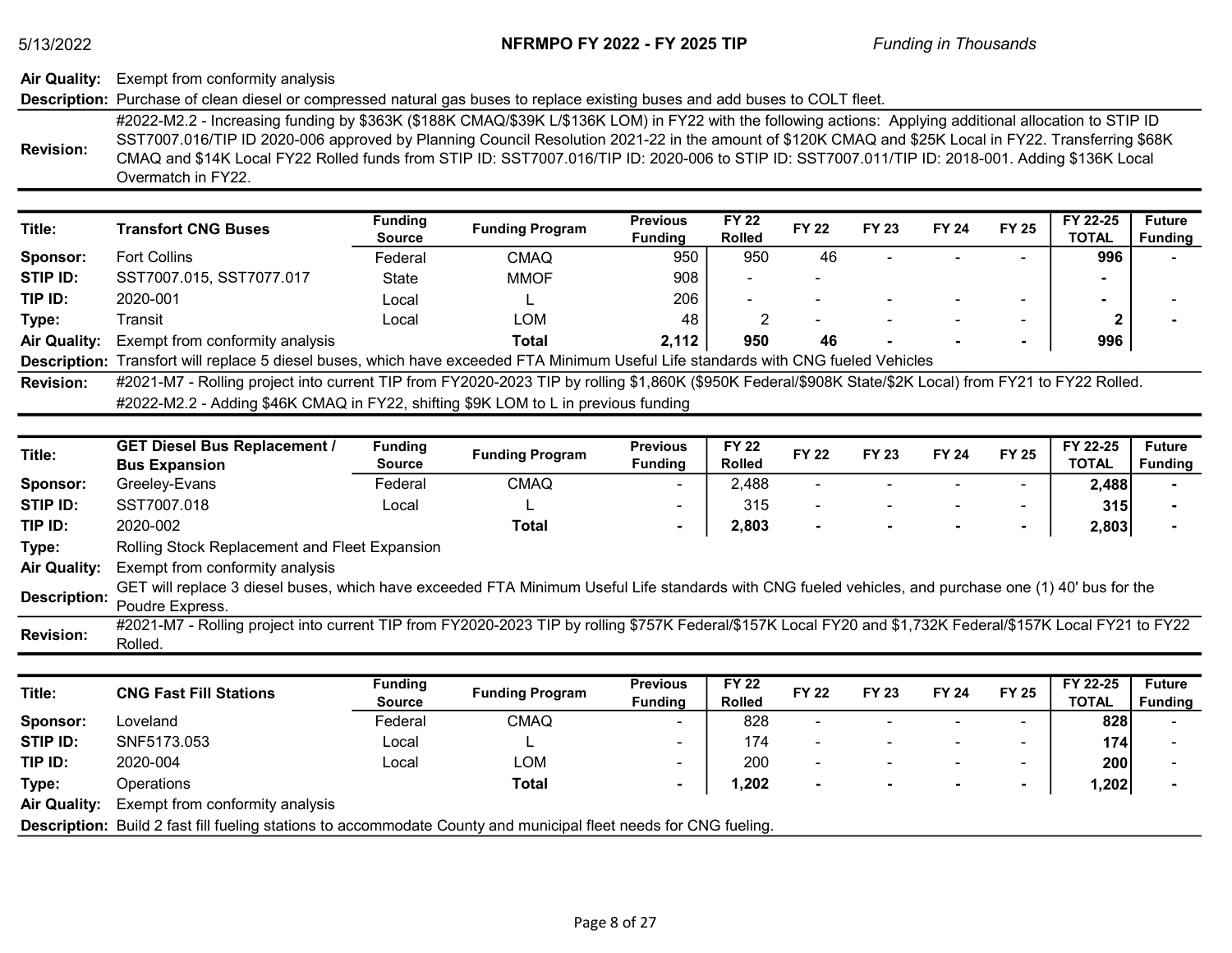**Air Quality:** Exempt from conformity analysis

**Description:** Purchase of clean diesel or compressed natural gas buses to replace existing buses and add buses to COLT fleet.

**Revision:** #2022-M2.2 - Increasing funding by $363K ($188K CMAQ/$39K L/$136K LOM) in FY22 with the following actions: Applying additional allocation to STIP ID SST7007.016/TIP ID 2020-006 approved by Planning Council Resolution 2021-22 in the amount of $120K CMAQ and $25K Local in FY22. Transferring $68K CMAQ and $14K Local FY22 Rolled funds from STIP ID: SST7007.016/TIP ID: 2020-006 to STIP ID: SST7007.011/TIP ID: 2018-001. Adding $136K Local Overmatch in FY22.

| Title: | Transfort CNG Buses | Funding Source | Funding Program | Previous Funding | FY 22 Rolled | FY 22 | FY 23 | FY 24 | FY 25 | FY 22-25 TOTAL | Future Funding |
|---|---|---|---|---|---|---|---|---|---|---|---|
| Sponsor: | Fort Collins | Federal | CMAQ | 950 | 950 | 46 | - | - | - | 996 | - |
| STIP ID: | SST7007.015, SST7077.017 | State | MMOF | 908 | - | - | | | | - | |
| TIP ID: | 2020-001 | Local | L | 206 | - | - | - | - | - | - | - |
| Type: | Transit | Local | LOM | 48 | 2 | - | - | - | - | 2 | - |
| Air Quality: | Exempt from conformity analysis | | Total | 2,112 | 950 | 46 | - | - | - | 996 | |

**Description:** Transfort will replace 5 diesel buses, which have exceeded FTA Minimum Useful Life standards with CNG fueled Vehicles

**Revision:** #2021-M7 - Rolling project into current TIP from FY2020-2023 TIP by rolling $1,860K ($950K Federal/$908K State/$2K Local) from FY21 to FY22 Rolled.
#2022-M2.2 - Adding $46K CMAQ in FY22, shifting $9K LOM to L in previous funding

| Title: | GET Diesel Bus Replacement / Bus Expansion | Funding Source | Funding Program | Previous Funding | FY 22 Rolled | FY 22 | FY 23 | FY 24 | FY 25 | FY 22-25 TOTAL | Future Funding |
|---|---|---|---|---|---|---|---|---|---|---|---|
| Sponsor: | Greeley-Evans | Federal | CMAQ | - | 2,488 | - | - | - | - | 2,488 | - |
| STIP ID: | SST7007.018 | Local | L | - | 315 | - | - | - | - | 315 | - |
| TIP ID: | 2020-002 | | Total | - | 2,803 | - | - | - | - | 2,803 | - |

**Type:** Rolling Stock Replacement and Fleet Expansion

**Air Quality:** Exempt from conformity analysis

**Description:** GET will replace 3 diesel buses, which have exceeded FTA Minimum Useful Life standards with CNG fueled vehicles, and purchase one (1) 40' bus for the Poudre Express.

**Revision:** #2021-M7 - Rolling project into current TIP from FY2020-2023 TIP by rolling $757K Federal/$157K Local FY20 and $1,732K Federal/$157K Local FY21 to FY22 Rolled.

| Title: | CNG Fast Fill Stations | Funding Source | Funding Program | Previous Funding | FY 22 Rolled | FY 22 | FY 23 | FY 24 | FY 25 | FY 22-25 TOTAL | Future Funding |
|---|---|---|---|---|---|---|---|---|---|---|---|
| Sponsor: | Loveland | Federal | CMAQ | - | 828 | - | - | - | - | 828 | - |
| STIP ID: | SNF5173.053 | Local | L | - | 174 | - | - | - | - | 174 | - |
| TIP ID: | 2020-004 | Local | LOM | - | 200 | - | - | - | - | 200 | - |
| Type: | Operations | | Total | - | 1,202 | - | - | - | - | 1,202 | - |

**Air Quality:** Exempt from conformity analysis

**Description:** Build 2 fast fill fueling stations to accommodate County and municipal fleet needs for CNG fueling.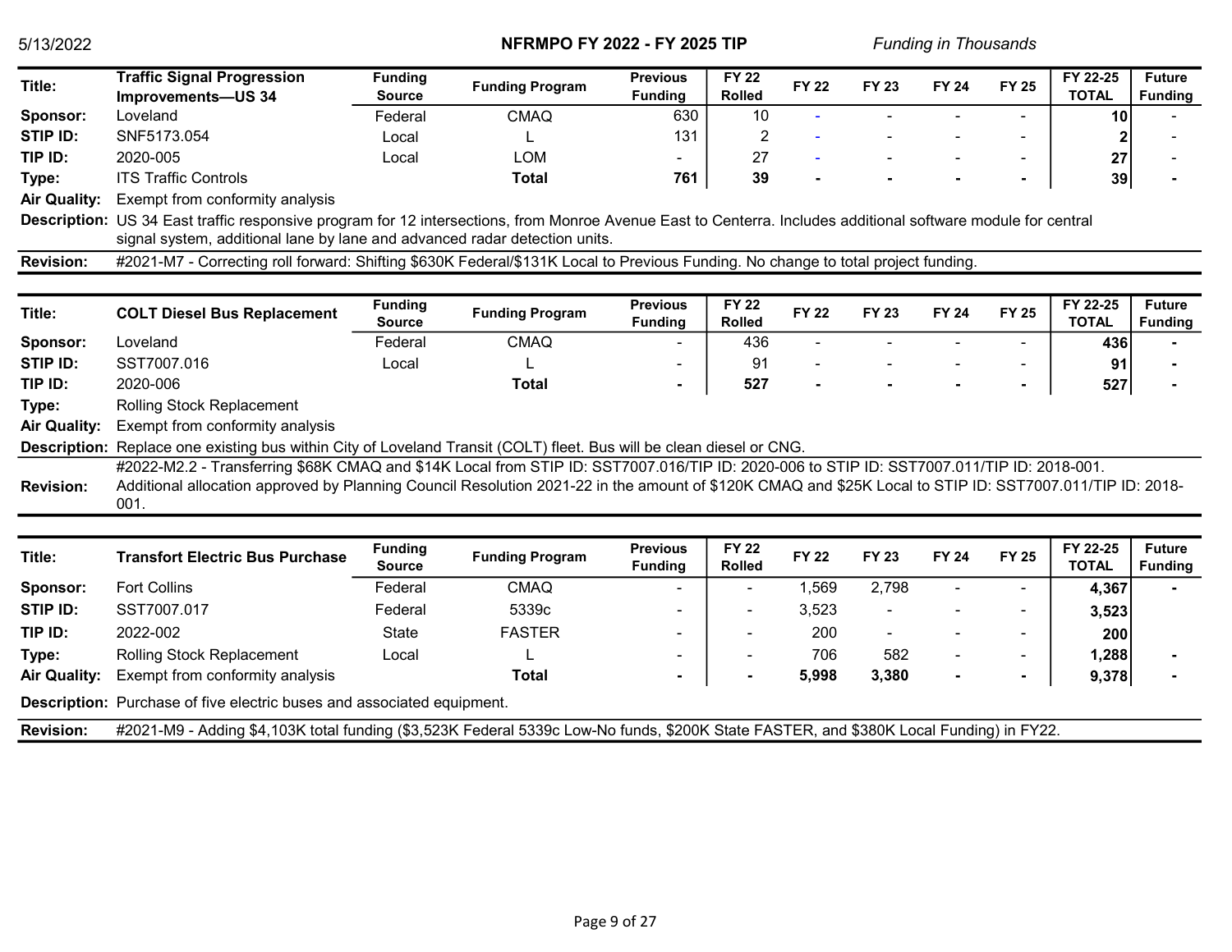| Title: | Traffic Signal Progression Improvements—US 34 | Funding Source | Funding Program | Previous Funding | FY 22 Rolled | FY 22 | FY 23 | FY 24 | FY 25 | FY 22-25 TOTAL | Future Funding |
|---|---|---|---|---|---|---|---|---|---|---|---|
| Sponsor: | Loveland | Federal | CMAQ | 630 | 10 | - | - | - | - | 10 | - |
| STIP ID: | SNF5173.054 | Local | L | 131 | 2 | - | - | - | - | 2 | - |
| TIP ID: | 2020-005 | Local | LOM | - | 27 | - | - | - | - | 27 | - |
| Type: | ITS Traffic Controls | | **Total** | **761** | **39** | **-** | **-** | **-** | **-** | **39** | **-** |
| Air Quality: | Exempt from conformity analysis | | | | | | | | | | |

**Description:** US 34 East traffic responsive program for 12 intersections, from Monroe Avenue East to Centerra. Includes additional software module for central signal system, additional lane by lane and advanced radar detection units.

**Revision:** #2021-M7 - Correcting roll forward: Shifting $630K Federal/$131K Local to Previous Funding. No change to total project funding.

| Title: | COLT Diesel Bus Replacement | Funding Source | Funding Program | Previous Funding | FY 22 Rolled | FY 22 | FY 23 | FY 24 | FY 25 | FY 22-25 TOTAL | Future Funding |
|---|---|---|---|---|---|---|---|---|---|---|---|
| Sponsor: | Loveland | Federal | CMAQ | - | 436 | - | - | - | - | 436 | - |
| STIP ID: | SST7007.016 | Local | L | - | 91 | - | - | - | - | 91 | - |
| TIP ID: | 2020-006 | | **Total** | **-** | **527** | **-** | **-** | **-** | **-** | **527** | **-** |
| Type: | Rolling Stock Replacement | | | | | | | | | | |
| Air Quality: | Exempt from conformity analysis | | | | | | | | | | |

**Description:** Replace one existing bus within City of Loveland Transit (COLT) fleet. Bus will be clean diesel or CNG.

**Revision:** #2022-M2.2 - Transferring $68K CMAQ and $14K Local from STIP ID: SST7007.016/TIP ID: 2020-006 to STIP ID: SST7007.011/TIP ID: 2018-001. Additional allocation approved by Planning Council Resolution 2021-22 in the amount of $120K CMAQ and $25K Local to STIP ID: SST7007.011/TIP ID: 2018-001.

| Title: | Transfort Electric Bus Purchase | Funding Source | Funding Program | Previous Funding | FY 22 Rolled | FY 22 | FY 23 | FY 24 | FY 25 | FY 22-25 TOTAL | Future Funding |
|---|---|---|---|---|---|---|---|---|---|---|---|
| Sponsor: | Fort Collins | Federal | CMAQ | - | - | 1,569 | 2,798 | - | - | 4,367 | - |
| STIP ID: | SST7007.017 | Federal | 5339c | - | - | 3,523 | - | - | - | 3,523 | |
| TIP ID: | 2022-002 | State | FASTER | - | - | 200 | - | - | - | 200 | |
| Type: | Rolling Stock Replacement | Local | L | - | - | 706 | 582 | - | - | 1,288 | - |
| Air Quality: | Exempt from conformity analysis | | **Total** | **-** | **-** | **5,998** | **3,380** | **-** | **-** | **9,378** | **-** |

**Description:** Purchase of five electric buses and associated equipment.

**Revision:** #2021-M9 - Adding $4,103K total funding ($3,523K Federal 5339c Low-No funds, $200K State FASTER, and $380K Local Funding) in FY22.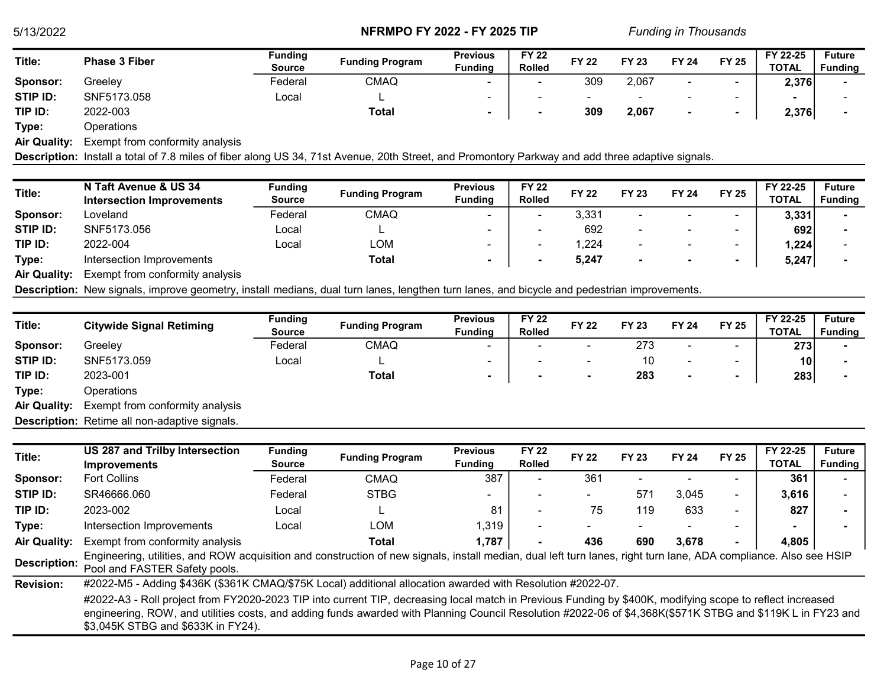| Title: | Phase 3 Fiber | Funding Source | Funding Program | Previous Funding | FY 22 Rolled | FY 22 | FY 23 | FY 24 | FY 25 | FY 22-25 TOTAL | Future Funding |
|---|---|---|---|---|---|---|---|---|---|---|---|
| Sponsor: | Greeley | Federal | CMAQ | - | - | 309 | 2,067 | - | - | 2,376 | - |
| STIP ID: | SNF5173.058 | Local | L | - | - | - | - | - | - | - | - |
| TIP ID: | 2022-003 | | Total | - | - | 309 | 2,067 | - | - | 2,376 | - |
| Type: | Operations | | | | | | | | | | |
| Air Quality: | Exempt from conformity analysis | | | | | | | | | | |
| Description: | Install a total of 7.8 miles of fiber along US 34, 71st Avenue, 20th Street, and Promontory Parkway and add three adaptive signals. | | | | | | | | | | |

| Title: | N Taft Avenue & US 34 Intersection Improvements | Funding Source | Funding Program | Previous Funding | FY 22 Rolled | FY 22 | FY 23 | FY 24 | FY 25 | FY 22-25 TOTAL | Future Funding |
|---|---|---|---|---|---|---|---|---|---|---|---|
| Sponsor: | Loveland | Federal | CMAQ | - | - | 3,331 | - | - | - | 3,331 | - |
| STIP ID: | SNF5173.056 | Local | L | - | - | 692 | - | - | - | 692 | - |
| TIP ID: | 2022-004 | Local | LOM | - | - | 1,224 | - | - | - | 1,224 | - |
| Type: | Intersection Improvements | | Total | - | - | 5,247 | - | - | - | 5,247 | - |
| Air Quality: | Exempt from conformity analysis | | | | | | | | | | |
| Description: | New signals, improve geometry, install medians, dual turn lanes, lengthen turn lanes, and bicycle and pedestrian improvements. | | | | | | | | | | |

| Title: | Citywide Signal Retiming | Funding Source | Funding Program | Previous Funding | FY 22 Rolled | FY 22 | FY 23 | FY 24 | FY 25 | FY 22-25 TOTAL | Future Funding |
|---|---|---|---|---|---|---|---|---|---|---|---|
| Sponsor: | Greeley | Federal | CMAQ | - | - | - | 273 | - | - | 273 | - |
| STIP ID: | SNF5173.059 | Local | L | - | - | - | 10 | - | - | 10 | - |
| TIP ID: | 2023-001 | | Total | - | - | - | 283 | - | - | 283 | - |
| Type: | Operations | | | | | | | | | | |
| Air Quality: | Exempt from conformity analysis | | | | | | | | | | |
| Description: | Retime all non-adaptive signals. | | | | | | | | | | |

| Title: | US 287 and Trilby Intersection Improvements | Funding Source | Funding Program | Previous Funding | FY 22 Rolled | FY 22 | FY 23 | FY 24 | FY 25 | FY 22-25 TOTAL | Future Funding |
|---|---|---|---|---|---|---|---|---|---|---|---|
| Sponsor: | Fort Collins | Federal | CMAQ | 387 | - | 361 | - | - | - | 361 | - |
| STIP ID: | SR46666.060 | Federal | STBG | - | - | - | 571 | 3,045 | - | 3,616 | - |
| TIP ID: | 2023-002 | Local | L | 81 | - | 75 | 119 | 633 | - | 827 | - |
| Type: | Intersection Improvements | Local | LOM | 1,319 | - | - | - | - | - | - | - |
| Air Quality: | Exempt from conformity analysis | | Total | 1,787 | - | 436 | 690 | 3,678 | - | 4,805 | |
| Description: | Engineering, utilities, and ROW acquisition and construction of new signals, install median, dual left turn lanes, right turn lane, ADA compliance. Also see HSIP Pool and FASTER Safety pools. | | | | | | | | | | |
| Revision: | #2022-M5 - Adding $436K ($361K CMAQ/$75K Local) additional allocation awarded with Resolution #2022-07. | | | | | | | | | | |
| | #2022-A3 - Roll project from FY2020-2023 TIP into current TIP, decreasing local match in Previous Funding by $400K, modifying scope to reflect increased engineering, ROW, and utilities costs, and adding funds awarded with Planning Council Resolution #2022-06 of $4,368K($571K STBG and $119K L in FY23 and $3,045K STBG and $633K in FY24). | | | | | | | | | | |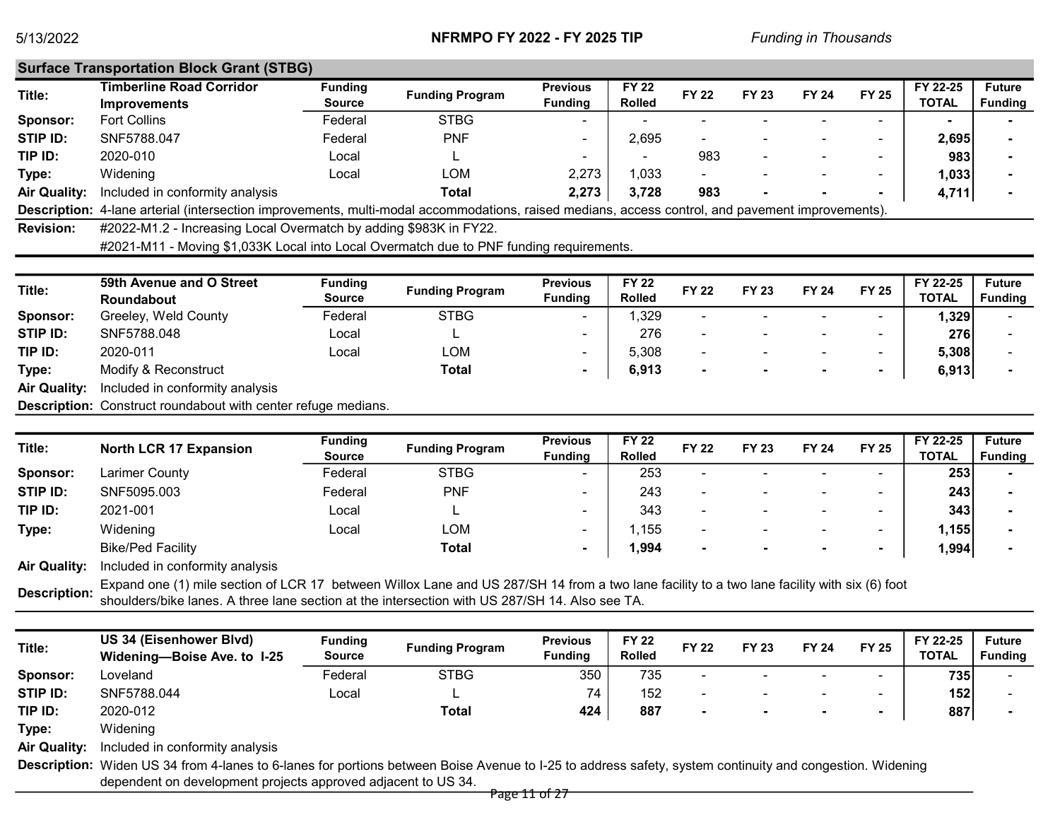## Surface Transportation Block Grant (STBG)

| Title: | Timberline Road Corridor Improvements | Funding Source | Funding Program | Previous Funding | FY 22 Rolled | FY 22 | FY 23 | FY 24 | FY 25 | FY 22-25 TOTAL | Future Funding |
|---|---|---|---|---|---|---|---|---|---|---|---|
| Sponsor: | Fort Collins | Federal | STBG | - | - | - | - | - | - | - | - |
| STIP ID: | SNF5788.047 | Federal | PNF | - | 2,695 | - | - | - | - | 2,695 | - |
| TIP ID: | 2020-010 | Local | L | - | - | 983 | - | - | - | 983 | - |
| Type: | Widening | Local | LOM | 2,273 | 1,033 | - | - | - | - | 1,033 | - |
| Air Quality: | Included in conformity analysis | | **Total** | **2,273** | **3,728** | **983** | **-** | **-** | **-** | **4,711** | **-** |

**Description:** 4-lane arterial (intersection improvements, multi-modal accommodations, raised medians, access control, and pavement improvements).

**Revision:** #2022-M1.2 - Increasing Local Overmatch by adding $983K in FY22.
#2021-M11 - Moving $1,033K Local into Local Overmatch due to PNF funding requirements.

| Title: | 59th Avenue and O Street Roundabout | Funding Source | Funding Program | Previous Funding | FY 22 Rolled | FY 22 | FY 23 | FY 24 | FY 25 | FY 22-25 TOTAL | Future Funding |
|---|---|---|---|---|---|---|---|---|---|---|---|
| Sponsor: | Greeley, Weld County | Federal | STBG | - | 1,329 | - | - | - | - | 1,329 | - |
| STIP ID: | SNF5788.048 | Local | L | - | 276 | - | - | - | - | 276 | - |
| TIP ID: | 2020-011 | Local | LOM | - | 5,308 | - | - | - | - | 5,308 | - |
| Type: | Modify & Reconstruct | | **Total** | **-** | **6,913** | **-** | **-** | **-** | **-** | **6,913** | **-** |
| Air Quality: | Included in conformity analysis | | | | | | | | | | |

**Description:** Construct roundabout with center refuge medians.

| Title: | North LCR 17 Expansion | Funding Source | Funding Program | Previous Funding | FY 22 Rolled | FY 22 | FY 23 | FY 24 | FY 25 | FY 22-25 TOTAL | Future Funding |
|---|---|---|---|---|---|---|---|---|---|---|---|
| Sponsor: | Larimer County | Federal | STBG | - | 253 | - | - | - | - | 253 | - |
| STIP ID: | SNF5095.003 | Federal | PNF | - | 243 | - | - | - | - | 243 | - |
| TIP ID: | 2021-001 | Local | L | - | 343 | - | - | - | - | 343 | - |
| Type: | Widening | Local | LOM | - | 1,155 | - | - | - | - | 1,155 | - |
| | Bike/Ped Facility | | **Total** | **-** | **1,994** | **-** | **-** | **-** | **-** | **1,994** | **-** |
| Air Quality: | Included in conformity analysis | | | | | | | | | | |

**Description:** Expand one (1) mile section of LCR 17 between Willox Lane and US 287/SH 14 from a two lane facility to a two lane facility with six (6) foot shoulders/bike lanes. A three lane section at the intersection with US 287/SH 14. Also see TA.

| Title: | US 34 (Eisenhower Blvd) Widening—Boise Ave. to I-25 | Funding Source | Funding Program | Previous Funding | FY 22 Rolled | FY 22 | FY 23 | FY 24 | FY 25 | FY 22-25 TOTAL | Future Funding |
|---|---|---|---|---|---|---|---|---|---|---|---|
| Sponsor: | Loveland | Federal | STBG | 350 | 735 | - | - | - | - | 735 | - |
| STIP ID: | SNF5788.044 | Local | L | 74 | 152 | - | - | - | - | 152 | - |
| TIP ID: | 2020-012 | | **Total** | **424** | **887** | **-** | **-** | **-** | **-** | **887** | **-** |
| Type: | Widening | | | | | | | | | | |
| Air Quality: | Included in conformity analysis | | | | | | | | | | |

**Description:** Widen US 34 from 4-lanes to 6-lanes for portions between Boise Avenue to I-25 to address safety, system continuity and congestion. Widening dependent on development projects approved adjacent to US 34.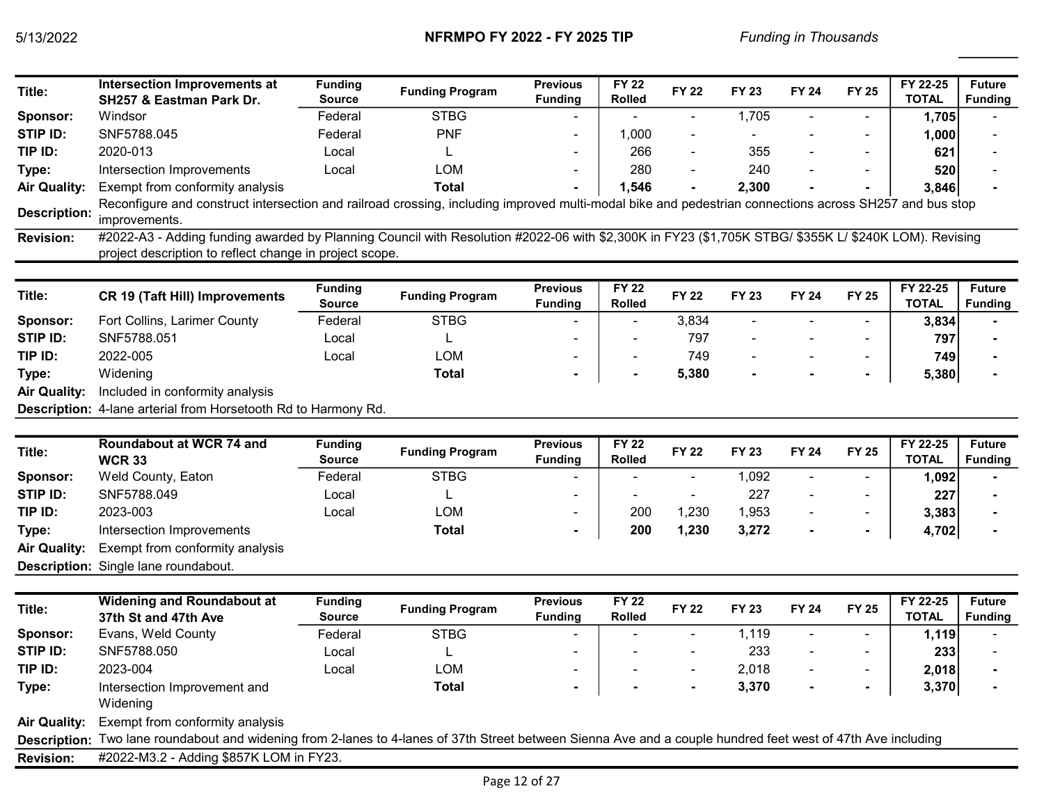5/13/2022 **NFRMPO FY 2022 - FY 2025 TIP** *Funding in Thousands*

| Title: | Intersection Improvements at SH257 & Eastman Park Dr. | Funding Source | Funding Program | Previous Funding | FY 22 Rolled | FY 22 | FY 23 | FY 24 | FY 25 | FY 22-25 TOTAL | Future Funding |
|---|---|---|---|---|---|---|---|---|---|---|---|
| Sponsor: | Windsor | Federal | STBG | - | - | - | 1,705 | - | - | 1,705 | - |
| STIP ID: | SNF5788.045 | Federal | PNF | - | 1,000 | - | - | - | - | 1,000 | - |
| TIP ID: | 2020-013 | Local | L | - | 266 | - | 355 | - | - | 621 | - |
| Type: | Intersection Improvements | Local | LOM | - | 280 | - | 240 | - | - | 520 | - |
| Air Quality: | Exempt from conformity analysis | | **Total** | **-** | **1,546** | **-** | **2,300** | **-** | **-** | **3,846** | **-** |
| Description: | Reconfigure and construct intersection and railroad crossing, including improved multi-modal bike and pedestrian connections across SH257 and bus stop improvements. | | | | | | | | | | |
| Revision: | #2022-A3 - Adding funding awarded by Planning Council with Resolution #2022-06 with $2,300K in FY23 ($1,705K STBG/ $355K L/ $240K LOM). Revising project description to reflect change in project scope. | | | | | | | | | | |

| Title: | CR 19 (Taft Hill) Improvements | Funding Source | Funding Program | Previous Funding | FY 22 Rolled | FY 22 | FY 23 | FY 24 | FY 25 | FY 22-25 TOTAL | Future Funding |
|---|---|---|---|---|---|---|---|---|---|---|---|
| Sponsor: | Fort Collins, Larimer County | Federal | STBG | - | - | 3,834 | - | - | - | 3,834 | - |
| STIP ID: | SNF5788.051 | Local | L | - | - | 797 | - | - | - | 797 | - |
| TIP ID: | 2022-005 | Local | LOM | - | - | 749 | - | - | - | 749 | - |
| Type: | Widening | | **Total** | **-** | **-** | **5,380** | **-** | **-** | **-** | **5,380** | **-** |
| Air Quality: | Included in conformity analysis | | | | | | | | | | |
| Description: | 4-lane arterial from Horsetooth Rd to Harmony Rd. | | | | | | | | | | |

| Title: | Roundabout at WCR 74 and WCR 33 | Funding Source | Funding Program | Previous Funding | FY 22 Rolled | FY 22 | FY 23 | FY 24 | FY 25 | FY 22-25 TOTAL | Future Funding |
|---|---|---|---|---|---|---|---|---|---|---|---|
| Sponsor: | Weld County, Eaton | Federal | STBG | - | - | - | 1,092 | - | - | 1,092 | - |
| STIP ID: | SNF5788.049 | Local | L | - | - | - | 227 | - | - | 227 | - |
| TIP ID: | 2023-003 | Local | LOM | - | 200 | 1,230 | 1,953 | - | - | 3,383 | - |
| Type: | Intersection Improvements | | **Total** | **-** | **200** | **1,230** | **3,272** | **-** | **-** | **4,702** | **-** |
| Air Quality: | Exempt from conformity analysis | | | | | | | | | | |
| Description: | Single lane roundabout. | | | | | | | | | | |

| Title: | Widening and Roundabout at 37th St and 47th Ave | Funding Source | Funding Program | Previous Funding | FY 22 Rolled | FY 22 | FY 23 | FY 24 | FY 25 | FY 22-25 TOTAL | Future Funding |
|---|---|---|---|---|---|---|---|---|---|---|---|
| Sponsor: | Evans, Weld County | Federal | STBG | - | - | - | 1,119 | - | - | 1,119 | - |
| STIP ID: | SNF5788.050 | Local | L | - | - | - | 233 | - | - | 233 | - |
| TIP ID: | 2023-004 | Local | LOM | - | - | - | 2,018 | - | - | 2,018 | - |
| Type: | Intersection Improvement and Widening | | **Total** | **-** | **-** | **-** | **3,370** | **-** | **-** | **3,370** | **-** |
| Air Quality: | Exempt from conformity analysis | | | | | | | | | | |
| Description: | Two lane roundabout and widening from 2-lanes to 4-lanes of 37th Street between Sienna Ave and a couple hundred feet west of 47th Ave including | | | | | | | | | | |
| Revision: | #2022-M3.2 - Adding $857K LOM in FY23. | | | | | | | | | | |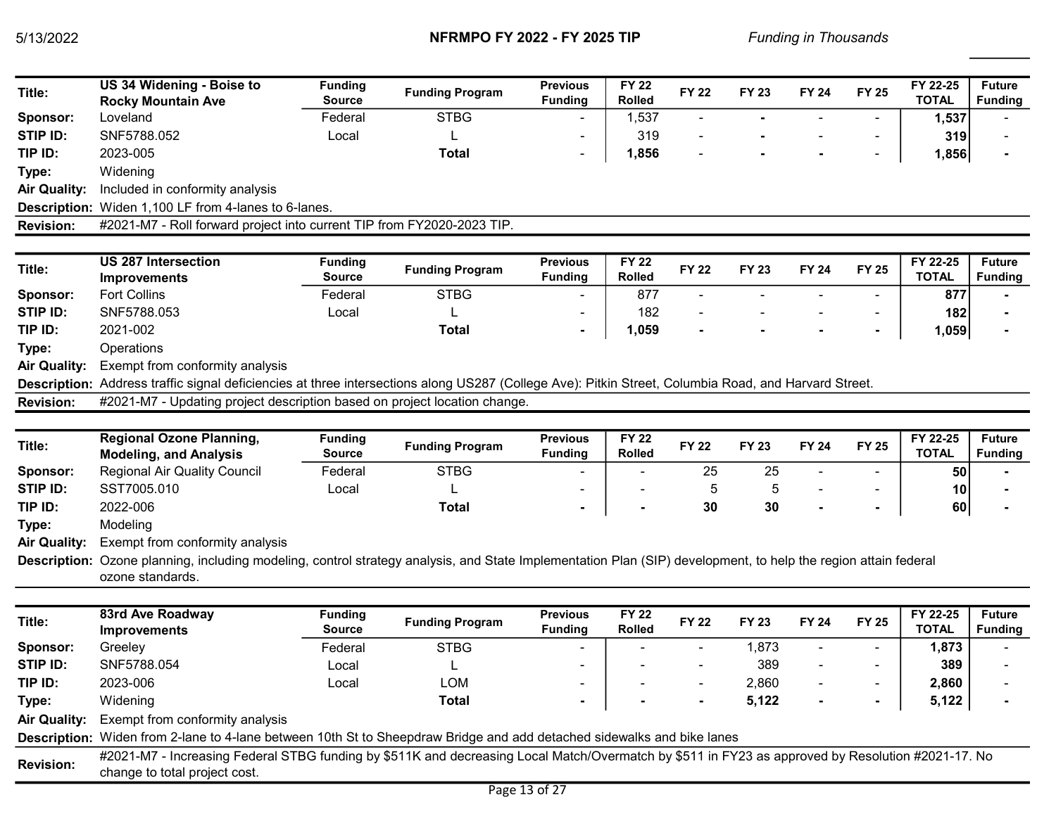Funding in Thousands

| Title: | US 34 Widening - Boise to Rocky Mountain Ave | Funding Source | Funding Program | Previous Funding | FY 22 Rolled | FY 22 | FY 23 | FY 24 | FY 25 | FY 22-25 TOTAL | Future Funding |
|---|---|---|---|---|---|---|---|---|---|---|---|
| Sponsor: | Loveland | Federal | STBG | - | 1,537 | - | - | - | - | 1,537 | - |
| STIP ID: | SNF5788.052 | Local | L | - | 319 | - | - | - | - | 319 | - |
| TIP ID: | 2023-005 | | **Total** | - | **1,856** | - | - | - | - | **1,856** | - |
| Type: | Widening | | | | | | | | | | |
| Air Quality: | Included in conformity analysis | | | | | | | | | | |
| Description: | Widen 1,100 LF from 4-lanes to 6-lanes. | | | | | | | | | | |
| Revision: | #2021-M7 - Roll forward project into current TIP from FY2020-2023 TIP. | | | | | | | | | | |

| Title: | US 287 Intersection Improvements | Funding Source | Funding Program | Previous Funding | FY 22 Rolled | FY 22 | FY 23 | FY 24 | FY 25 | FY 22-25 TOTAL | Future Funding |
|---|---|---|---|---|---|---|---|---|---|---|---|
| Sponsor: | Fort Collins | Federal | STBG | - | 877 | - | - | - | - | 877 | - |
| STIP ID: | SNF5788.053 | Local | L | - | 182 | - | - | - | - | 182 | - |
| TIP ID: | 2021-002 | | **Total** | - | **1,059** | - | - | - | - | **1,059** | - |
| Type: | Operations | | | | | | | | | | |
| Air Quality: | Exempt from conformity analysis | | | | | | | | | | |
| Description: | Address traffic signal deficiencies at three intersections along US287 (College Ave): Pitkin Street, Columbia Road, and Harvard Street. | | | | | | | | | | |
| Revision: | #2021-M7 - Updating project description based on project location change. | | | | | | | | | | |

| Title: | Regional Ozone Planning, Modeling, and Analysis | Funding Source | Funding Program | Previous Funding | FY 22 Rolled | FY 22 | FY 23 | FY 24 | FY 25 | FY 22-25 TOTAL | Future Funding |
|---|---|---|---|---|---|---|---|---|---|---|---|
| Sponsor: | Regional Air Quality Council | Federal | STBG | - | - | 25 | 25 | - | - | 50 | - |
| STIP ID: | SST7005.010 | Local | L | - | - | 5 | 5 | - | - | 10 | - |
| TIP ID: | 2022-006 | | **Total** | - | - | **30** | **30** | - | - | **60** | - |
| Type: | Modeling | | | | | | | | | | |
| Air Quality: | Exempt from conformity analysis | | | | | | | | | | |
| Description: | Ozone planning, including modeling, control strategy analysis, and State Implementation Plan (SIP) development, to help the region attain federal ozone standards. | | | | | | | | | | |

| Title: | 83rd Ave Roadway Improvements | Funding Source | Funding Program | Previous Funding | FY 22 Rolled | FY 22 | FY 23 | FY 24 | FY 25 | FY 22-25 TOTAL | Future Funding |
|---|---|---|---|---|---|---|---|---|---|---|---|
| Sponsor: | Greeley | Federal | STBG | - | - | - | 1,873 | - | - | 1,873 | - |
| STIP ID: | SNF5788.054 | Local | L | - | - | - | 389 | - | - | 389 | - |
| TIP ID: | 2023-006 | Local | LOM | - | - | - | 2,860 | - | - | 2,860 | - |
| Type: | Widening | | **Total** | - | - | - | **5,122** | - | - | **5,122** | - |
| Air Quality: | Exempt from conformity analysis | | | | | | | | | | |
| Description: | Widen from 2-lane to 4-lane between 10th St to Sheepdraw Bridge and add detached sidewalks and bike lanes | | | | | | | | | | |
| Revision: | #2021-M7 - Increasing Federal STBG funding by $511K and decreasing Local Match/Overmatch by $511 in FY23 as approved by Resolution #2021-17. No change to total project cost. | | | | | | | | | | |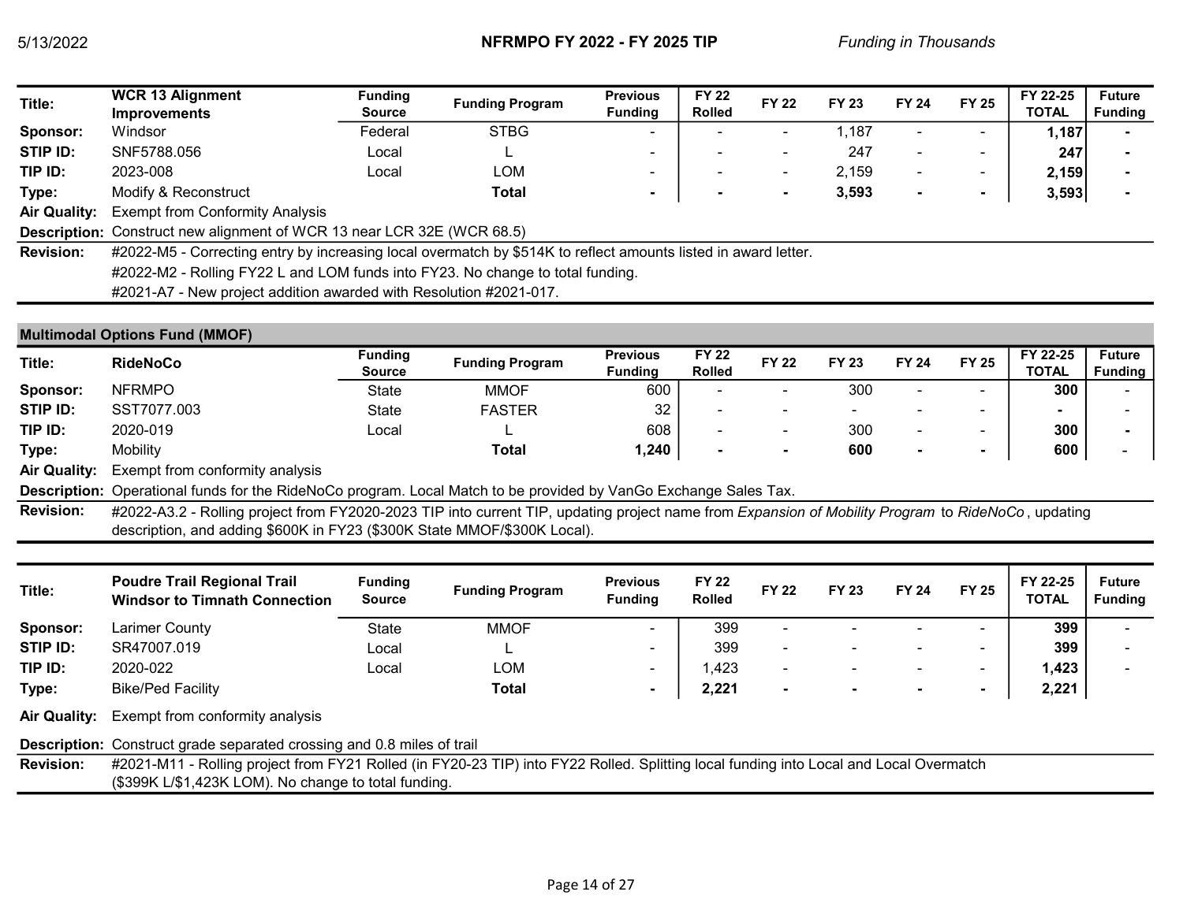| Title: | WCR 13 Alignment Improvements | Funding Source | Funding Program | Previous Funding | FY 22 Rolled | FY 22 | FY 23 | FY 24 | FY 25 | FY 22-25 TOTAL | Future Funding |
|---|---|---|---|---|---|---|---|---|---|---|---|
| Sponsor: | Windsor | Federal | STBG | - | - | - | 1,187 | - | - | **1,187** | - |
| STIP ID: | SNF5788.056 | Local | L | - | - | - | 247 | - | - | **247** | - |
| TIP ID: | 2023-008 | Local | LOM | - | - | - | 2,159 | - | - | **2,159** | - |
| Type: | Modify & Reconstruct | | **Total** | **-** | **-** | **-** | **3,593** | **-** | **-** | **3,593** | **-** |

**Air Quality:** Exempt from Conformity Analysis

**Description:** Construct new alignment of WCR 13 near LCR 32E (WCR 68.5)

**Revision:**
#2022-M5 - Correcting entry by increasing local overmatch by $514K to reflect amounts listed in award letter.
#2022-M2 - Rolling FY22 L and LOM funds into FY23. No change to total funding.
#2021-A7 - New project addition awarded with Resolution #2021-017.

## Multimodal Options Fund (MMOF)

| Title: | RideNoCo | Funding Source | Funding Program | Previous Funding | FY 22 Rolled | FY 22 | FY 23 | FY 24 | FY 25 | FY 22-25 TOTAL | Future Funding |
|---|---|---|---|---|---|---|---|---|---|---|---|
| Sponsor: | NFRMPO | State | MMOF | 600 | - | - | 300 | - | - | **300** | - |
| STIP ID: | SST7077.003 | State | FASTER | 32 | - | - | - | - | - | **-** | - |
| TIP ID: | 2020-019 | Local | L | 608 | - | - | 300 | - | - | **300** | - |
| Type: | Mobility | | **Total** | **1,240** | **-** | **-** | **600** | **-** | **-** | **600** | - |

**Air Quality:** Exempt from conformity analysis

**Description:** Operational funds for the RideNoCo program. Local Match to be provided by VanGo Exchange Sales Tax.

**Revision:**
#2022-A3.2 - Rolling project from FY2020-2023 TIP into current TIP, updating project name from *Expansion of Mobility Program* to *RideNoCo*, updating description, and adding $600K in FY23 ($300K State MMOF/$300K Local).

| Title: | Poudre Trail Regional Trail Windsor to Timnath Connection | Funding Source | Funding Program | Previous Funding | FY 22 Rolled | FY 22 | FY 23 | FY 24 | FY 25 | FY 22-25 TOTAL | Future Funding |
|---|---|---|---|---|---|---|---|---|---|---|---|
| Sponsor: | Larimer County | State | MMOF | - | 399 | - | - | - | - | **399** | - |
| STIP ID: | SR47007.019 | Local | L | - | 399 | - | - | - | - | **399** | - |
| TIP ID: | 2020-022 | Local | LOM | - | 1,423 | - | - | - | - | **1,423** | - |
| Type: | Bike/Ped Facility | | **Total** | **-** | **2,221** | **-** | **-** | **-** | **-** | **2,221** | |

**Air Quality:** Exempt from conformity analysis

**Description:** Construct grade separated crossing and 0.8 miles of trail

**Revision:**
#2021-M11 - Rolling project from FY21 Rolled (in FY20-23 TIP) into FY22 Rolled. Splitting local funding into Local and Local Overmatch ($399K L/$1,423K LOM). No change to total funding.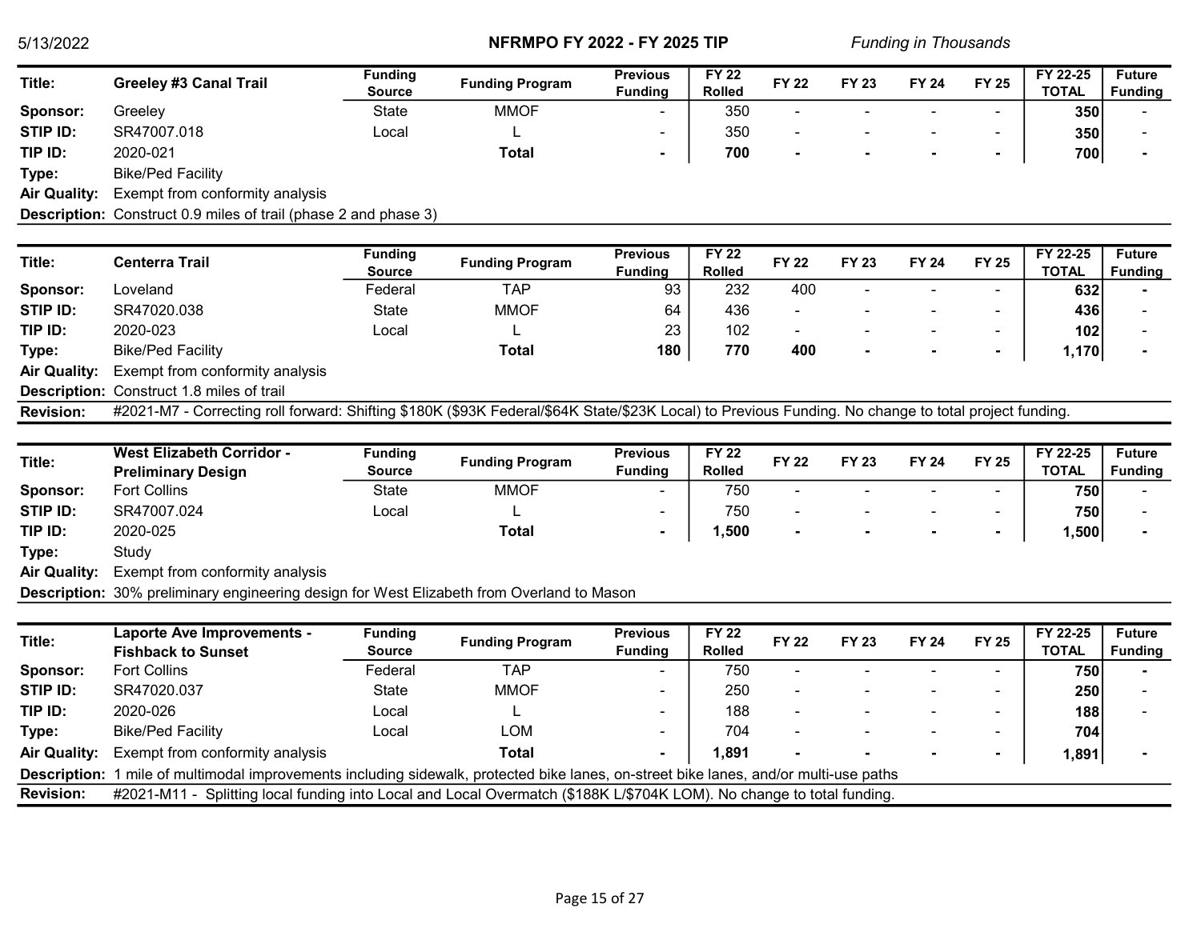5/13/2022 **NFRMPO FY 2022 - FY 2025 TIP** *Funding in Thousands*

| Title: | Greeley #3 Canal Trail | Funding Source | Funding Program | Previous Funding | FY 22 Rolled | FY 22 | FY 23 | FY 24 | FY 25 | FY 22-25 TOTAL | Future Funding |
|---|---|---|---|---|---|---|---|---|---|---|---|
| Sponsor: | Greeley | State | MMOF | - | 350 | - | - | - | - | 350 | - |
| STIP ID: | SR47007.018 | Local | L | - | 350 | - | - | - | - | 350 | - |
| TIP ID: | 2020-021 | | Total | - | 700 | - | - | - | - | 700 | - |
| Type: | Bike/Ped Facility | | | | | | | | | | |
| Air Quality: | Exempt from conformity analysis | | | | | | | | | | |
| Description: | Construct 0.9 miles of trail (phase 2 and phase 3) | | | | | | | | | | |

| Title: | Centerra Trail | Funding Source | Funding Program | Previous Funding | FY 22 Rolled | FY 22 | FY 23 | FY 24 | FY 25 | FY 22-25 TOTAL | Future Funding |
|---|---|---|---|---|---|---|---|---|---|---|---|
| Sponsor: | Loveland | Federal | TAP | 93 | 232 | 400 | - | - | - | 632 | - |
| STIP ID: | SR47020.038 | State | MMOF | 64 | 436 | - | - | - | - | 436 | - |
| TIP ID: | 2020-023 | Local | L | 23 | 102 | - | - | - | - | 102 | - |
| Type: | Bike/Ped Facility | | Total | 180 | 770 | 400 | - | - | - | 1,170 | - |
| Air Quality: | Exempt from conformity analysis | | | | | | | | | | |
| Description: | Construct 1.8 miles of trail | | | | | | | | | | |
| Revision: | #2021-M7 - Correcting roll forward: Shifting $180K ($93K Federal/$64K State/$23K Local) to Previous Funding. No change to total project funding. | | | | | | | | | | |

| Title: | West Elizabeth Corridor - Preliminary Design | Funding Source | Funding Program | Previous Funding | FY 22 Rolled | FY 22 | FY 23 | FY 24 | FY 25 | FY 22-25 TOTAL | Future Funding |
|---|---|---|---|---|---|---|---|---|---|---|---|
| Sponsor: | Fort Collins | State | MMOF | - | 750 | - | - | - | - | 750 | - |
| STIP ID: | SR47007.024 | Local | L | - | 750 | - | - | - | - | 750 | - |
| TIP ID: | 2020-025 | | Total | - | 1,500 | - | - | - | - | 1,500 | - |
| Type: | Study | | | | | | | | | | |
| Air Quality: | Exempt from conformity analysis | | | | | | | | | | |
| Description: | 30% preliminary engineering design for West Elizabeth from Overland to Mason | | | | | | | | | | |

| Title: | Laporte Ave Improvements - Fishback to Sunset | Funding Source | Funding Program | Previous Funding | FY 22 Rolled | FY 22 | FY 23 | FY 24 | FY 25 | FY 22-25 TOTAL | Future Funding |
|---|---|---|---|---|---|---|---|---|---|---|---|
| Sponsor: | Fort Collins | Federal | TAP | - | 750 | - | - | - | - | 750 | - |
| STIP ID: | SR47020.037 | State | MMOF | - | 250 | - | - | - | - | 250 | - |
| TIP ID: | 2020-026 | Local | L | - | 188 | - | - | - | - | 188 | - |
| Type: | Bike/Ped Facility | Local | LOM | - | 704 | - | - | - | - | 704 | |
| Air Quality: | Exempt from conformity analysis | | Total | - | 1,891 | - | - | - | - | 1,891 | - |
| Description: | 1 mile of multimodal improvements including sidewalk, protected bike lanes, on-street bike lanes, and/or multi-use paths | | | | | | | | | | |
| Revision: | #2021-M11 - Splitting local funding into Local and Local Overmatch ($188K L/$704K LOM). No change to total funding. | | | | | | | | | | |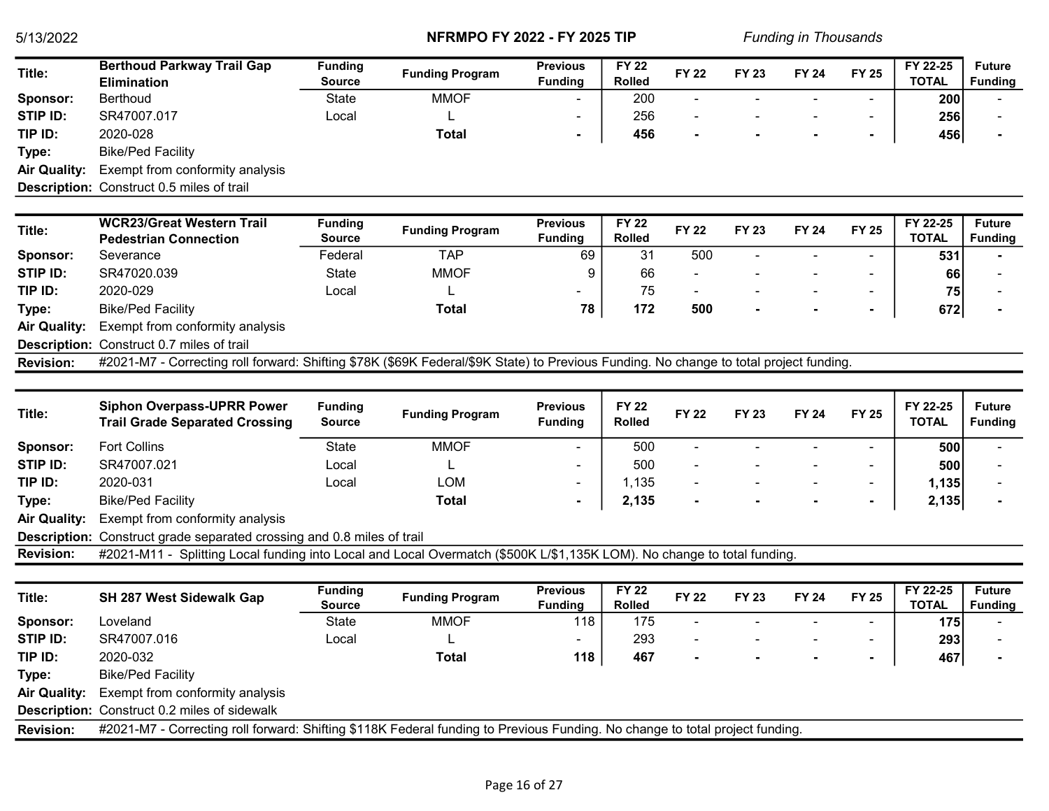NFRMPO FY 2022 - FY 2025 TIP

*Funding in Thousands*

| Title: | Berthoud Parkway Trail Gap Elimination | Funding Source | Funding Program | Previous Funding | FY 22 Rolled | FY 22 | FY 23 | FY 24 | FY 25 | FY 22-25 TOTAL | Future Funding |
|---|---|---|---|---|---|---|---|---|---|---|---|
| Sponsor: | Berthoud | State | MMOF | - | 200 | - | - | - | - | 200 | - |
| STIP ID: | SR47007.017 | Local | L | - | 256 | - | - | - | - | 256 | - |
| TIP ID: | 2020-028 | | Total | - | 456 | - | - | - | - | 456 | - |
| Type: | Bike/Ped Facility | | | | | | | | | | |
| Air Quality: | Exempt from conformity analysis | | | | | | | | | | |
| Description: | Construct 0.5 miles of trail | | | | | | | | | | |

| Title: | WCR23/Great Western Trail Pedestrian Connection | Funding Source | Funding Program | Previous Funding | FY 22 Rolled | FY 22 | FY 23 | FY 24 | FY 25 | FY 22-25 TOTAL | Future Funding |
|---|---|---|---|---|---|---|---|---|---|---|---|
| Sponsor: | Severance | Federal | TAP | 69 | 31 | 500 | - | - | - | 531 | - |
| STIP ID: | SR47020.039 | State | MMOF | 9 | 66 | - | - | - | - | 66 | - |
| TIP ID: | 2020-029 | Local | L | - | 75 | - | - | - | - | 75 | - |
| Type: | Bike/Ped Facility | | Total | 78 | 172 | 500 | - | - | - | 672 | - |
| Air Quality: | Exempt from conformity analysis | | | | | | | | | | |
| Description: | Construct 0.7 miles of trail | | | | | | | | | | |
| Revision: | #2021-M7 - Correcting roll forward: Shifting $78K ($69K Federal/$9K State) to Previous Funding. No change to total project funding. | | | | | | | | | | |

| Title: | Siphon Overpass-UPRR Power Trail Grade Separated Crossing | Funding Source | Funding Program | Previous Funding | FY 22 Rolled | FY 22 | FY 23 | FY 24 | FY 25 | FY 22-25 TOTAL | Future Funding |
|---|---|---|---|---|---|---|---|---|---|---|---|
| Sponsor: | Fort Collins | State | MMOF | - | 500 | - | - | - | - | 500 | - |
| STIP ID: | SR47007.021 | Local | L | - | 500 | - | - | - | - | 500 | - |
| TIP ID: | 2020-031 | Local | LOM | - | 1,135 | - | - | - | - | 1,135 | - |
| Type: | Bike/Ped Facility | | Total | - | 2,135 | - | - | - | - | 2,135 | - |
| Air Quality: | Exempt from conformity analysis | | | | | | | | | | |
| Description: | Construct grade separated crossing and 0.8 miles of trail | | | | | | | | | | |
| Revision: | #2021-M11 - Splitting Local funding into Local and Local Overmatch ($500K L/$1,135K LOM). No change to total funding. | | | | | | | | | | |

| Title: | SH 287 West Sidewalk Gap | Funding Source | Funding Program | Previous Funding | FY 22 Rolled | FY 22 | FY 23 | FY 24 | FY 25 | FY 22-25 TOTAL | Future Funding |
|---|---|---|---|---|---|---|---|---|---|---|---|
| Sponsor: | Loveland | State | MMOF | 118 | 175 | - | - | - | - | 175 | - |
| STIP ID: | SR47007.016 | Local | L | - | 293 | - | - | - | - | 293 | - |
| TIP ID: | 2020-032 | | Total | 118 | 467 | - | - | - | - | 467 | - |
| Type: | Bike/Ped Facility | | | | | | | | | | |
| Air Quality: | Exempt from conformity analysis | | | | | | | | | | |
| Description: | Construct 0.2 miles of sidewalk | | | | | | | | | | |
| Revision: | #2021-M7 - Correcting roll forward: Shifting $118K Federal funding to Previous Funding. No change to total project funding. | | | | | | | | | | |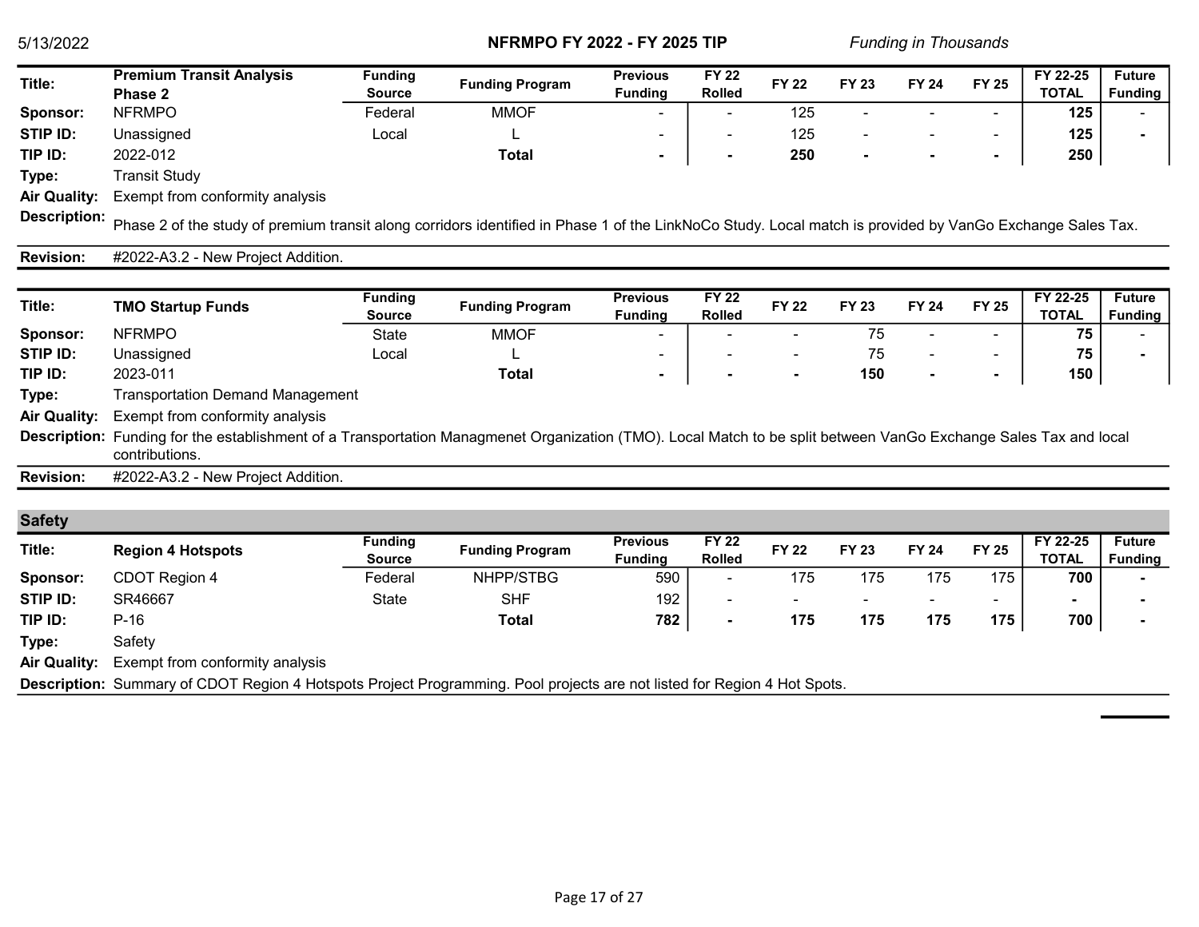| Title: | Premium Transit Analysis Phase 2 | Funding Source | Funding Program | Previous Funding | FY 22 Rolled | FY 22 | FY 23 | FY 24 | FY 25 | FY 22-25 TOTAL | Future Funding |
|---|---|---|---|---|---|---|---|---|---|---|---|
| Sponsor: | NFRMPO | Federal | MMOF | - | - | 125 | - | - | - | 125 | - |
| STIP ID: | Unassigned | Local | L | - | - | 125 | - | - | - | 125 | - |
| TIP ID: | 2022-012 | | Total | - | - | 250 | - | - | - | 250 | |

**Type:** Transit Study

**Air Quality:** Exempt from conformity analysis

**Description:** Phase 2 of the study of premium transit along corridors identified in Phase 1 of the LinkNoCo Study. Local match is provided by VanGo Exchange Sales Tax.

**Revision:** #2022-A3.2 - New Project Addition.

| Title: | TMO Startup Funds | Funding Source | Funding Program | Previous Funding | FY 22 Rolled | FY 22 | FY 23 | FY 24 | FY 25 | FY 22-25 TOTAL | Future Funding |
|---|---|---|---|---|---|---|---|---|---|---|---|
| Sponsor: | NFRMPO | State | MMOF | - | - | - | 75 | - | - | 75 | - |
| STIP ID: | Unassigned | Local | L | - | - | - | 75 | - | - | 75 | - |
| TIP ID: | 2023-011 | | Total | - | - | - | 150 | - | - | 150 | |

**Type:** Transportation Demand Management

**Air Quality:** Exempt from conformity analysis

**Description:** Funding for the establishment of a Transportation Managmenet Organization (TMO). Local Match to be split between VanGo Exchange Sales Tax and local contributions.

**Revision:** #2022-A3.2 - New Project Addition.

## Safety

| Title: | Region 4 Hotspots | Funding Source | Funding Program | Previous Funding | FY 22 Rolled | FY 22 | FY 23 | FY 24 | FY 25 | FY 22-25 TOTAL | Future Funding |
|---|---|---|---|---|---|---|---|---|---|---|---|
| Sponsor: | CDOT Region 4 | Federal | NHPP/STBG | 590 | - | 175 | 175 | 175 | 175 | 700 | - |
| STIP ID: | SR46667 | State | SHF | 192 | - | - | - | - | - | - | - |
| TIP ID: | P-16 | | Total | 782 | - | 175 | 175 | 175 | 175 | 700 | - |

**Type:** Safety

**Air Quality:** Exempt from conformity analysis

**Description:** Summary of CDOT Region 4 Hotspots Project Programming. Pool projects are not listed for Region 4 Hot Spots.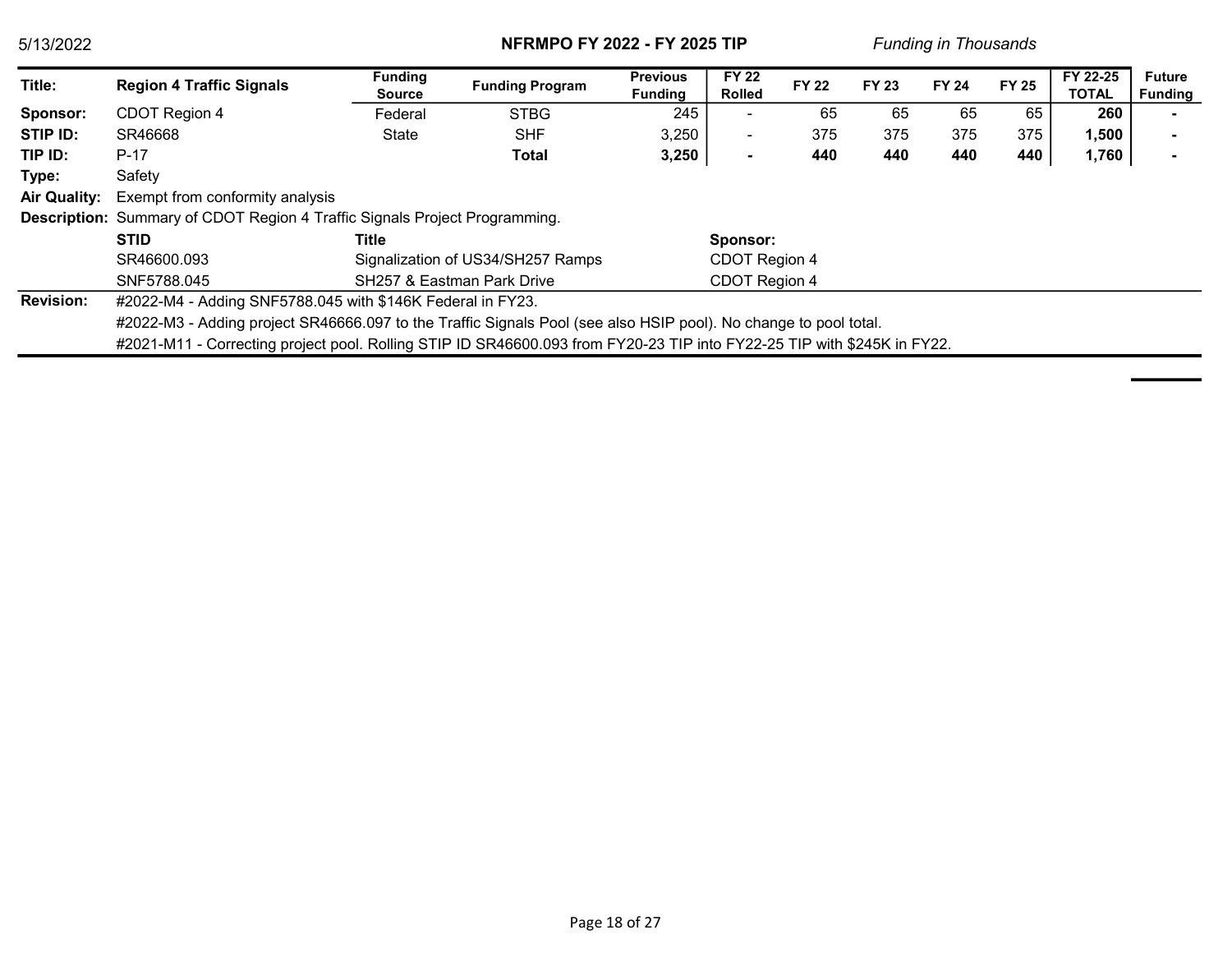NFRMPO FY 2022 - FY 2025 TIP

*Funding in Thousands*

| Title: | Region 4 Traffic Signals | Funding Source | Funding Program | Previous Funding | FY 22 Rolled | FY 22 | FY 23 | FY 24 | FY 25 | FY 22-25 TOTAL | Future Funding |
|---|---|---|---|---|---|---|---|---|---|---|---|
| Sponsor: | CDOT Region 4 | Federal | STBG | 245 | - | 65 | 65 | 65 | 65 | 260 | - |
| STIP ID: | SR46668 | State | SHF | 3,250 | - | 375 | 375 | 375 | 375 | 1,500 | - |
| TIP ID: | P-17 | | **Total** | **3,250** | **-** | **440** | **440** | **440** | **440** | **1,760** | **-** |

**Type:** Safety

**Air Quality:** Exempt from conformity analysis

**Description:** Summary of CDOT Region 4 Traffic Signals Project Programming.

| STID | Title | Sponsor: |
|---|---|---|
| SR46600.093 | Signalization of US34/SH257 Ramps | CDOT Region 4 |
| SNF5788.045 | SH257 & Eastman Park Drive | CDOT Region 4 |

**Revision:**

#2022-M4 - Adding SNF5788.045 with $146K Federal in FY23.

#2022-M3 - Adding project SR46666.097 to the Traffic Signals Pool (see also HSIP pool). No change to pool total.

#2021-M11 - Correcting project pool. Rolling STIP ID SR46600.093 from FY20-23 TIP into FY22-25 TIP with $245K in FY22.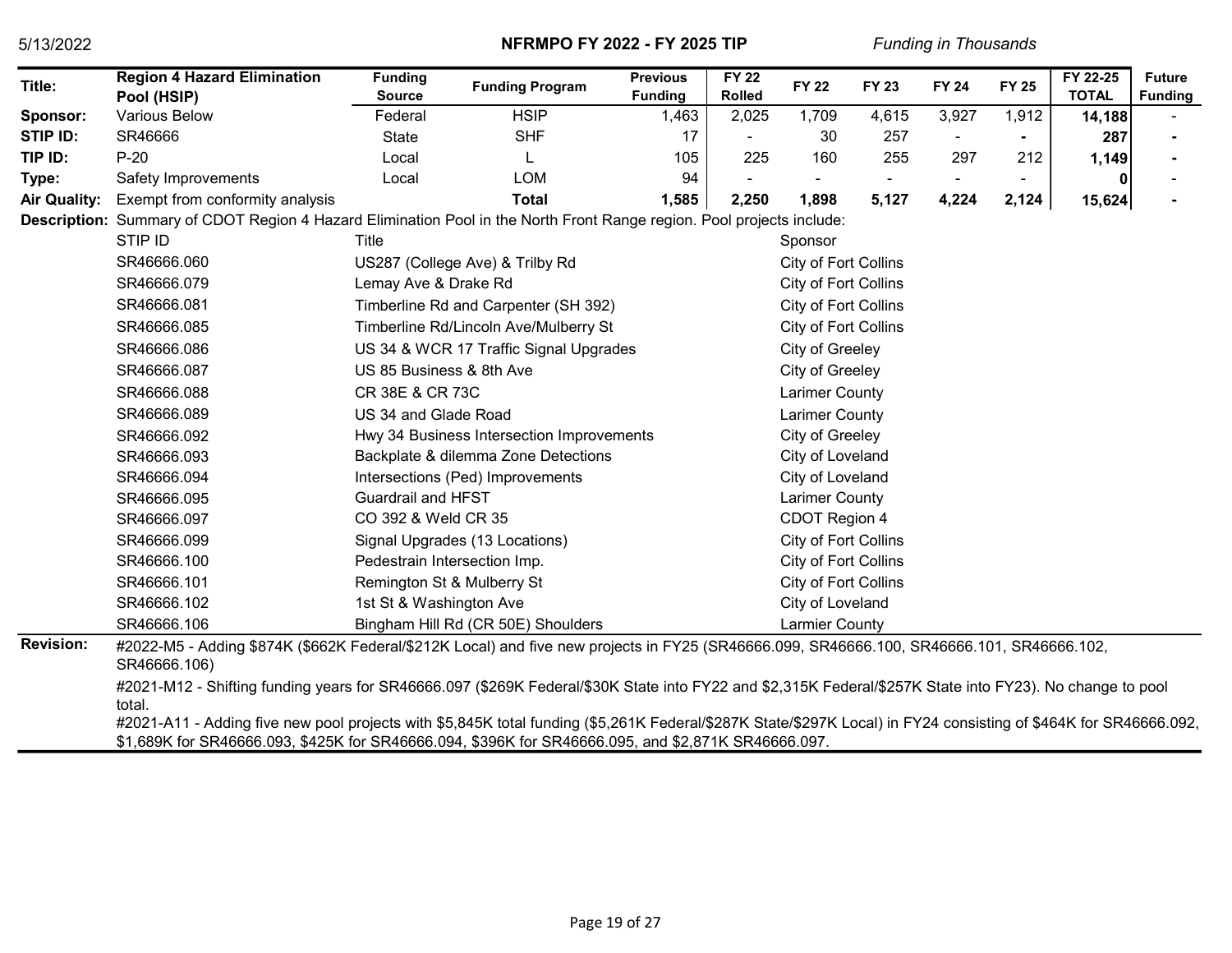*Funding in Thousands*

| Title: | Region 4 Hazard Elimination Pool (HSIP) | Funding Source | Funding Program | Previous Funding | FY 22 Rolled | FY 22 | FY 23 | FY 24 | FY 25 | FY 22-25 TOTAL | Future Funding |
|---|---|---|---|---|---|---|---|---|---|---|---|
| Sponsor: | Various Below | Federal | HSIP | 1,463 | 2,025 | 1,709 | 4,615 | 3,927 | 1,912 | 14,188 | - |
| STIP ID: | SR46666 | State | SHF | 17 | - | 30 | 257 | - | - | 287 | - |
| TIP ID: | P-20 | Local | L | 105 | 225 | 160 | 255 | 297 | 212 | 1,149 | - |
| Type: | Safety Improvements | Local | LOM | 94 | - | - | - | - | - | 0 | - |
| Air Quality: | Exempt from conformity analysis | | **Total** | **1,585** | **2,250** | **1,898** | **5,127** | **4,224** | **2,124** | **15,624** | - |

**Description:** Summary of CDOT Region 4 Hazard Elimination Pool in the North Front Range region. Pool projects include:

| STIP ID | Title | Sponsor |
|---|---|---|
| SR46666.060 | US287 (College Ave) & Trilby Rd | City of Fort Collins |
| SR46666.079 | Lemay Ave & Drake Rd | City of Fort Collins |
| SR46666.081 | Timberline Rd and Carpenter (SH 392) | City of Fort Collins |
| SR46666.085 | Timberline Rd/Lincoln Ave/Mulberry St | City of Fort Collins |
| SR46666.086 | US 34 & WCR 17 Traffic Signal Upgrades | City of Greeley |
| SR46666.087 | US 85 Business & 8th Ave | City of Greeley |
| SR46666.088 | CR 38E & CR 73C | Larimer County |
| SR46666.089 | US 34 and Glade Road | Larimer County |
| SR46666.092 | Hwy 34 Business Intersection Improvements | City of Greeley |
| SR46666.093 | Backplate & dilemma Zone Detections | City of Loveland |
| SR46666.094 | Intersections (Ped) Improvements | City of Loveland |
| SR46666.095 | Guardrail and HFST | Larimer County |
| SR46666.097 | CO 392 & Weld CR 35 | CDOT Region 4 |
| SR46666.099 | Signal Upgrades (13 Locations) | City of Fort Collins |
| SR46666.100 | Pedestrain Intersection Imp. | City of Fort Collins |
| SR46666.101 | Remington St & Mulberry St | City of Fort Collins |
| SR46666.102 | 1st St & Washington Ave | City of Loveland |
| SR46666.106 | Bingham Hill Rd (CR 50E) Shoulders | Larmier County |

**Revision:**

#2022-M5 - Adding $874K ($662K Federal/$212K Local) and five new projects in FY25 (SR46666.099, SR46666.100, SR46666.101, SR46666.102, SR46666.106)

#2021-M12 - Shifting funding years for SR46666.097 ($269K Federal/$30K State into FY22 and $2,315K Federal/$257K State into FY23). No change to pool total.

#2021-A11 - Adding five new pool projects with $5,845K total funding ($5,261K Federal/$287K State/$297K Local) in FY24 consisting of $464K for SR46666.092, $1,689K for SR46666.093, $425K for SR46666.094, $396K for SR46666.095, and $2,871K SR46666.097.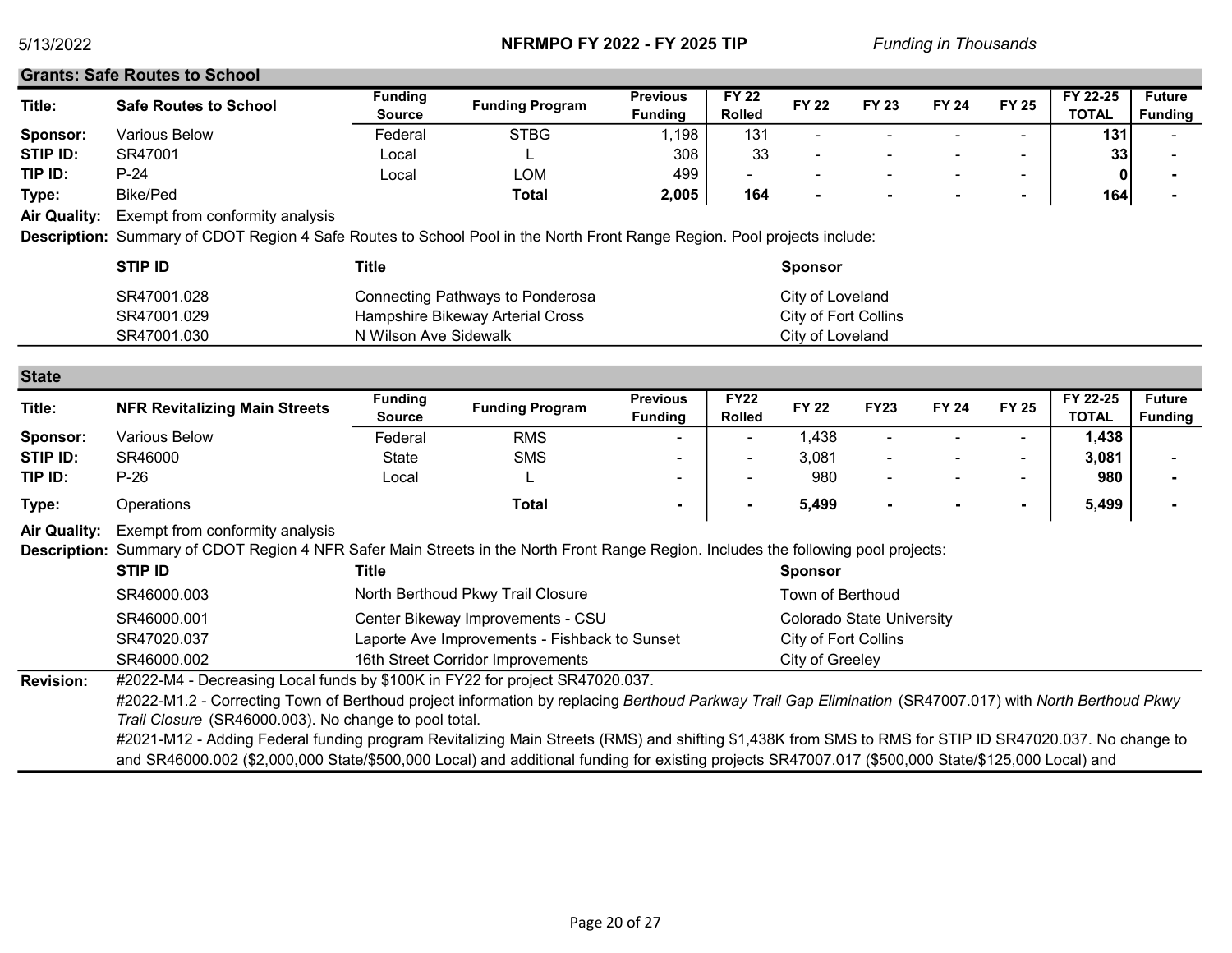## Grants: Safe Routes to School

| Title: | Safe Routes to School | Funding Source | Funding Program | Previous Funding | FY 22 Rolled | FY 22 | FY 23 | FY 24 | FY 25 | FY 22-25 TOTAL | Future Funding |
|---|---|---|---|---|---|---|---|---|---|---|---|
| **Sponsor:** | Various Below | Federal | STBG | 1,198 | 131 | - | - | - | - | **131** | - |
| **STIP ID:** | SR47001 | Local | L | 308 | 33 | - | - | - | - | **33** | - |
| **TIP ID:** | P-24 | Local | LOM | 499 | - | - | - | - | - | **0** | **-** |
| **Type:** | Bike/Ped | | **Total** | **2,005** | **164** | **-** | **-** | **-** | **-** | **164** | **-** |

**Air Quality:** Exempt from conformity analysis

**Description:** Summary of CDOT Region 4 Safe Routes to School Pool in the North Front Range Region. Pool projects include:

| STIP ID | Title | Sponsor |
|---|---|---|
| SR47001.028 | Connecting Pathways to Ponderosa | City of Loveland |
| SR47001.029 | Hampshire Bikeway Arterial Cross | City of Fort Collins |
| SR47001.030 | N Wilson Ave Sidewalk | City of Loveland |

## State

| Title: | NFR Revitalizing Main Streets | Funding Source | Funding Program | Previous Funding | FY22 Rolled | FY 22 | FY23 | FY 24 | FY 25 | FY 22-25 TOTAL | Future Funding |
|---|---|---|---|---|---|---|---|---|---|---|---|
| **Sponsor:** | Various Below | Federal | RMS | - | - | 1,438 | - | - | - | **1,438** | |
| **STIP ID:** | SR46000 | State | SMS | - | - | 3,081 | - | - | - | **3,081** | - |
| **TIP ID:** | P-26 | Local | L | - | - | 980 | - | - | - | **980** | **-** |
| **Type:** | Operations | | **Total** | **-** | **-** | **5,499** | **-** | **-** | **-** | **5,499** | **-** |

**Air Quality:** Exempt from conformity analysis

**Description:** Summary of CDOT Region 4 NFR Safer Main Streets in the North Front Range Region. Includes the following pool projects:

| STIP ID | Title | Sponsor |
|---|---|---|
| SR46000.003 | North Berthoud Pkwy Trail Closure | Town of Berthoud |
| SR46000.001 | Center Bikeway Improvements - CSU | Colorado State University |
| SR47020.037 | Laporte Ave Improvements - Fishback to Sunset | City of Fort Collins |
| SR46000.002 | 16th Street Corridor Improvements | City of Greeley |

**Revision:** #2022-M4 - Decreasing Local funds by $100K in FY22 for project SR47020.037.

#2022-M1.2 - Correcting Town of Berthoud project information by replacing *Berthoud Parkway Trail Gap Elimination* (SR47007.017) with *North Berthoud Pkwy Trail Closure* (SR46000.003). No change to pool total.

#2021-M12 - Adding Federal funding program Revitalizing Main Streets (RMS) and shifting $1,438K from SMS to RMS for STIP ID SR47020.037. No change to and SR46000.002 ($2,000,000 State/$500,000 Local) and additional funding for existing projects SR47007.017 ($500,000 State/$125,000 Local) and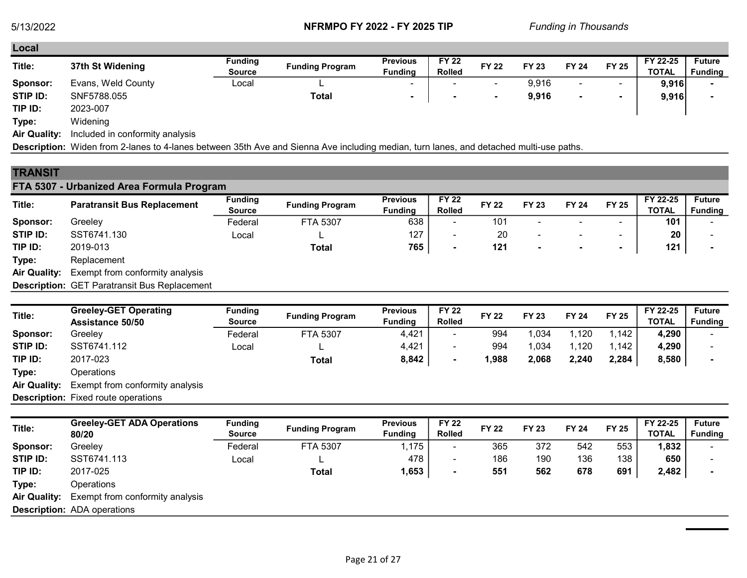## Local

| Title: | 37th St Widening | Funding Source | Funding Program | Previous Funding | FY 22 Rolled | FY 22 | FY 23 | FY 24 | FY 25 | FY 22-25 TOTAL | Future Funding |
|---|---|---|---|---|---|---|---|---|---|---|---|
| Sponsor: | Evans, Weld County | Local | L | - | - | - | 9,916 | - | - | 9,916 | - |
| STIP ID: | SNF5788.055 | | **Total** | **-** | **-** | **-** | **9,916** | **-** | **-** | **9,916** | **-** |
| TIP ID: | 2023-007 | | | | | | | | | | |
| Type: | Widening | | | | | | | | | | |
| Air Quality: | Included in conformity analysis | | | | | | | | | | |

**Description:** Widen from 2-lanes to 4-lanes between 35th Ave and Sienna Ave including median, turn lanes, and detached multi-use paths.

# TRANSIT

## FTA 5307 - Urbanized Area Formula Program

| Title: | Paratransit Bus Replacement | Funding Source | Funding Program | Previous Funding | FY 22 Rolled | FY 22 | FY 23 | FY 24 | FY 25 | FY 22-25 TOTAL | Future Funding |
|---|---|---|---|---|---|---|---|---|---|---|---|
| Sponsor: | Greeley | Federal | FTA 5307 | 638 | - | 101 | - | - | - | 101 | - |
| STIP ID: | SST6741.130 | Local | L | 127 | - | 20 | - | - | - | 20 | - |
| TIP ID: | 2019-013 | | **Total** | **765** | **-** | **121** | **-** | **-** | **-** | **121** | **-** |
| Type: | Replacement | | | | | | | | | | |
| Air Quality: | Exempt from conformity analysis | | | | | | | | | | |

**Description:** GET Paratransit Bus Replacement

| Title: | Greeley-GET Operating Assistance 50/50 | Funding Source | Funding Program | Previous Funding | FY 22 Rolled | FY 22 | FY 23 | FY 24 | FY 25 | FY 22-25 TOTAL | Future Funding |
|---|---|---|---|---|---|---|---|---|---|---|---|
| Sponsor: | Greeley | Federal | FTA 5307 | 4,421 | - | 994 | 1,034 | 1,120 | 1,142 | 4,290 | - |
| STIP ID: | SST6741.112 | Local | L | 4,421 | - | 994 | 1,034 | 1,120 | 1,142 | 4,290 | - |
| TIP ID: | 2017-023 | | **Total** | **8,842** | **-** | **1,988** | **2,068** | **2,240** | **2,284** | **8,580** | **-** |
| Type: | Operations | | | | | | | | | | |
| Air Quality: | Exempt from conformity analysis | | | | | | | | | | |

**Description:** Fixed route operations

| Title: | Greeley-GET ADA Operations 80/20 | Funding Source | Funding Program | Previous Funding | FY 22 Rolled | FY 22 | FY 23 | FY 24 | FY 25 | FY 22-25 TOTAL | Future Funding |
|---|---|---|---|---|---|---|---|---|---|---|---|
| Sponsor: | Greeley | Federal | FTA 5307 | 1,175 | - | 365 | 372 | 542 | 553 | 1,832 | - |
| STIP ID: | SST6741.113 | Local | L | 478 | - | 186 | 190 | 136 | 138 | 650 | - |
| TIP ID: | 2017-025 | | **Total** | **1,653** | **-** | **551** | **562** | **678** | **691** | **2,482** | **-** |
| Type: | Operations | | | | | | | | | | |
| Air Quality: | Exempt from conformity analysis | | | | | | | | | | |

**Description:** ADA operations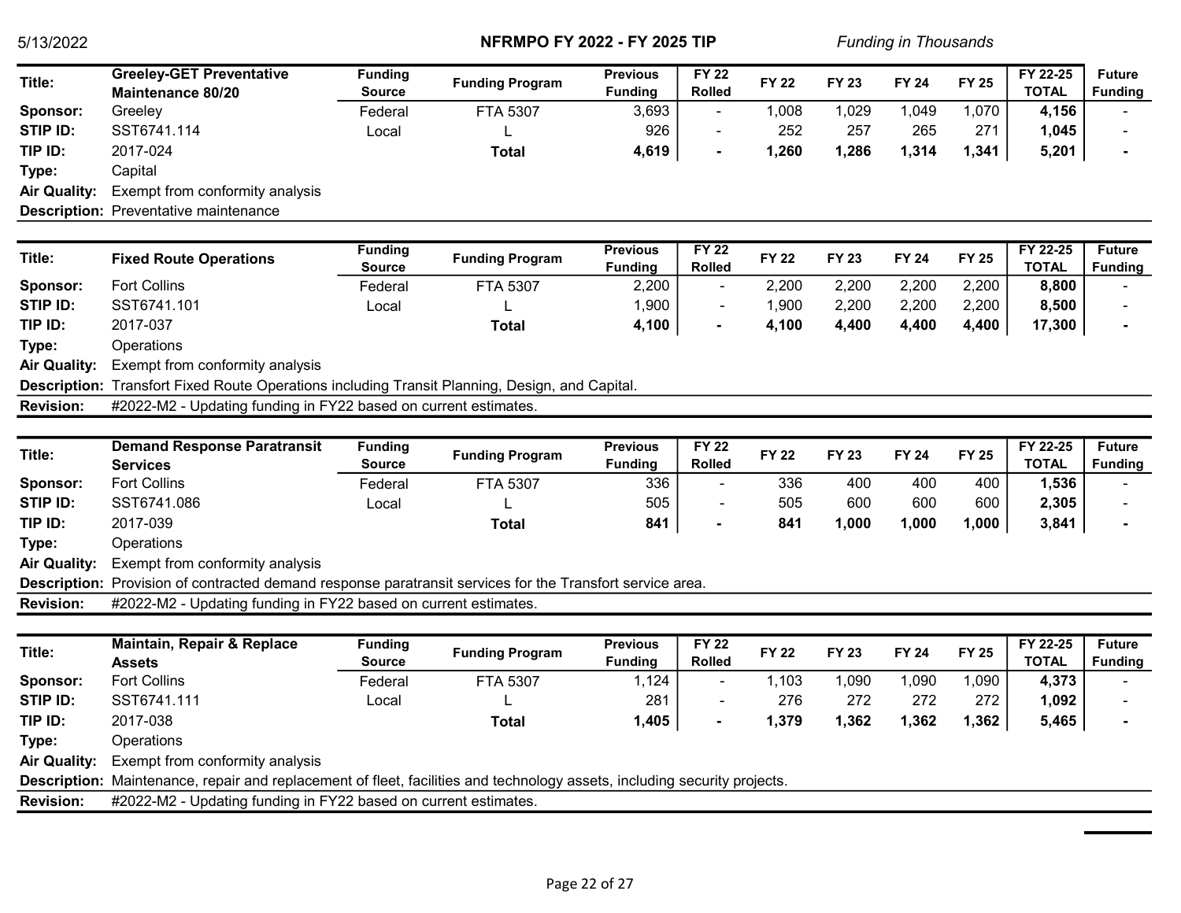| Title: | Greeley-GET Preventative Maintenance 80/20 | Funding Source | Funding Program | Previous Funding | FY 22 Rolled | FY 22 | FY 23 | FY 24 | FY 25 | FY 22-25 TOTAL | Future Funding |
|---|---|---|---|---|---|---|---|---|---|---|---|
| Sponsor: | Greeley | Federal | FTA 5307 | 3,693 | - | 1,008 | 1,029 | 1,049 | 1,070 | **4,156** | - |
| STIP ID: | SST6741.114 | Local | L | 926 | - | 252 | 257 | 265 | 271 | **1,045** | - |
| TIP ID: | 2017-024 | | **Total** | **4,619** | **-** | **1,260** | **1,286** | **1,314** | **1,341** | **5,201** | **-** |
| Type: | Capital | | | | | | | | | | |
| Air Quality: | Exempt from conformity analysis | | | | | | | | | | |
| Description: | Preventative maintenance | | | | | | | | | | |

| Title: | Fixed Route Operations | Funding Source | Funding Program | Previous Funding | FY 22 Rolled | FY 22 | FY 23 | FY 24 | FY 25 | FY 22-25 TOTAL | Future Funding |
|---|---|---|---|---|---|---|---|---|---|---|---|
| Sponsor: | Fort Collins | Federal | FTA 5307 | 2,200 | - | 2,200 | 2,200 | 2,200 | 2,200 | **8,800** | - |
| STIP ID: | SST6741.101 | Local | L | 1,900 | - | 1,900 | 2,200 | 2,200 | 2,200 | **8,500** | - |
| TIP ID: | 2017-037 | | **Total** | **4,100** | **-** | **4,100** | **4,400** | **4,400** | **4,400** | **17,300** | **-** |
| Type: | Operations | | | | | | | | | | |
| Air Quality: | Exempt from conformity analysis | | | | | | | | | | |
| Description: | Transfort Fixed Route Operations including Transit Planning, Design, and Capital. | | | | | | | | | | |
| Revision: | #2022-M2 - Updating funding in FY22 based on current estimates. | | | | | | | | | | |

| Title: | Demand Response Paratransit Services | Funding Source | Funding Program | Previous Funding | FY 22 Rolled | FY 22 | FY 23 | FY 24 | FY 25 | FY 22-25 TOTAL | Future Funding |
|---|---|---|---|---|---|---|---|---|---|---|---|
| Sponsor: | Fort Collins | Federal | FTA 5307 | 336 | - | 336 | 400 | 400 | 400 | **1,536** | - |
| STIP ID: | SST6741.086 | Local | L | 505 | - | 505 | 600 | 600 | 600 | **2,305** | - |
| TIP ID: | 2017-039 | | **Total** | **841** | **-** | **841** | **1,000** | **1,000** | **1,000** | **3,841** | **-** |
| Type: | Operations | | | | | | | | | | |
| Air Quality: | Exempt from conformity analysis | | | | | | | | | | |
| Description: | Provision of contracted demand response paratransit services for the Transfort service area. | | | | | | | | | | |
| Revision: | #2022-M2 - Updating funding in FY22 based on current estimates. | | | | | | | | | | |

| Title: | Maintain, Repair & Replace Assets | Funding Source | Funding Program | Previous Funding | FY 22 Rolled | FY 22 | FY 23 | FY 24 | FY 25 | FY 22-25 TOTAL | Future Funding |
|---|---|---|---|---|---|---|---|---|---|---|---|
| Sponsor: | Fort Collins | Federal | FTA 5307 | 1,124 | - | 1,103 | 1,090 | 1,090 | 1,090 | **4,373** | - |
| STIP ID: | SST6741.111 | Local | L | 281 | - | 276 | 272 | 272 | 272 | **1,092** | - |
| TIP ID: | 2017-038 | | **Total** | **1,405** | **-** | **1,379** | **1,362** | **1,362** | **1,362** | **5,465** | **-** |
| Type: | Operations | | | | | | | | | | |
| Air Quality: | Exempt from conformity analysis | | | | | | | | | | |
| Description: | Maintenance, repair and replacement of fleet, facilities and technology assets, including security projects. | | | | | | | | | | |
| Revision: | #2022-M2 - Updating funding in FY22 based on current estimates. | | | | | | | | | | |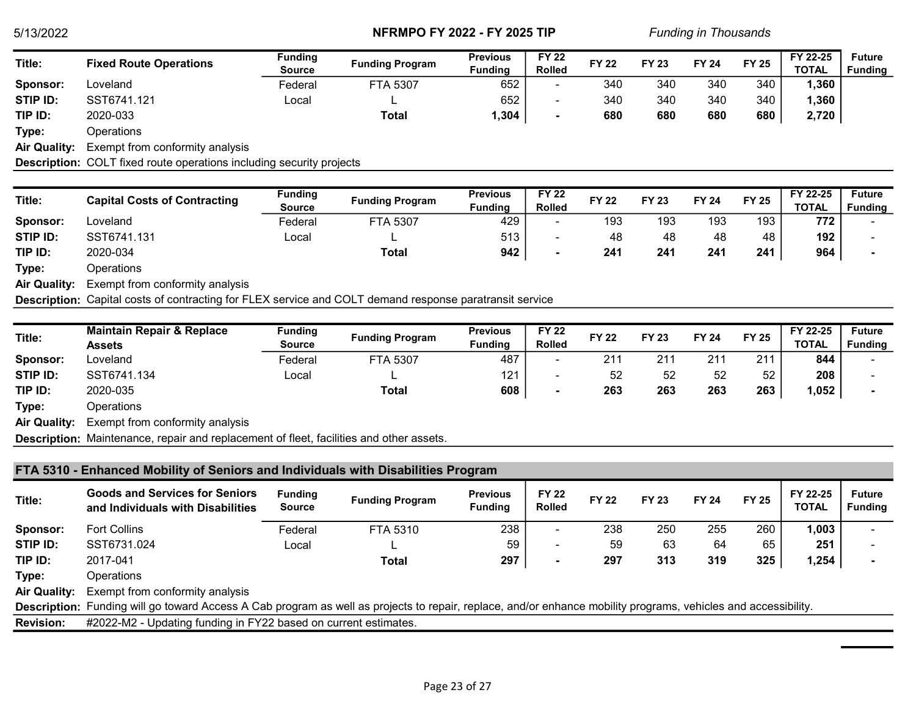| Title: | Fixed Route Operations | Funding Source | Funding Program | Previous Funding | FY 22 Rolled | FY 22 | FY 23 | FY 24 | FY 25 | FY 22-25 TOTAL | Future Funding |
|---|---|---|---|---|---|---|---|---|---|---|---|
| Sponsor: | Loveland | Federal | FTA 5307 | 652 | - | 340 | 340 | 340 | 340 | **1,360** | |
| STIP ID: | SST6741.121 | Local | L | 652 | - | 340 | 340 | 340 | 340 | **1,360** | |
| TIP ID: | 2020-033 | | **Total** | **1,304** | **-** | **680** | **680** | **680** | **680** | **2,720** | |
| Type: | Operations | | | | | | | | | | |
| Air Quality: | Exempt from conformity analysis | | | | | | | | | | |
| Description: | COLT fixed route operations including security projects | | | | | | | | | | |

| Title: | Capital Costs of Contracting | Funding Source | Funding Program | Previous Funding | FY 22 Rolled | FY 22 | FY 23 | FY 24 | FY 25 | FY 22-25 TOTAL | Future Funding |
|---|---|---|---|---|---|---|---|---|---|---|---|
| Sponsor: | Loveland | Federal | FTA 5307 | 429 | - | 193 | 193 | 193 | 193 | **772** | - |
| STIP ID: | SST6741.131 | Local | L | 513 | - | 48 | 48 | 48 | 48 | **192** | - |
| TIP ID: | 2020-034 | | **Total** | **942** | **-** | **241** | **241** | **241** | **241** | **964** | **-** |
| Type: | Operations | | | | | | | | | | |
| Air Quality: | Exempt from conformity analysis | | | | | | | | | | |
| Description: | Capital costs of contracting for FLEX service and COLT demand response paratransit service | | | | | | | | | | |

| Title: | Maintain Repair & Replace Assets | Funding Source | Funding Program | Previous Funding | FY 22 Rolled | FY 22 | FY 23 | FY 24 | FY 25 | FY 22-25 TOTAL | Future Funding |
|---|---|---|---|---|---|---|---|---|---|---|---|
| Sponsor: | Loveland | Federal | FTA 5307 | 487 | - | 211 | 211 | 211 | 211 | **844** | - |
| STIP ID: | SST6741.134 | Local | L | 121 | - | 52 | 52 | 52 | 52 | **208** | - |
| TIP ID: | 2020-035 | | **Total** | **608** | **-** | **263** | **263** | **263** | **263** | **1,052** | **-** |
| Type: | Operations | | | | | | | | | | |
| Air Quality: | Exempt from conformity analysis | | | | | | | | | | |
| Description: | Maintenance, repair and replacement of fleet, facilities and other assets. | | | | | | | | | | |

## FTA 5310 - Enhanced Mobility of Seniors and Individuals with Disabilities Program

| Title: | Goods and Services for Seniors and Individuals with Disabilities | Funding Source | Funding Program | Previous Funding | FY 22 Rolled | FY 22 | FY 23 | FY 24 | FY 25 | FY 22-25 TOTAL | Future Funding |
|---|---|---|---|---|---|---|---|---|---|---|---|
| Sponsor: | Fort Collins | Federal | FTA 5310 | 238 | - | 238 | 250 | 255 | 260 | **1,003** | - |
| STIP ID: | SST6731.024 | Local | L | 59 | - | 59 | 63 | 64 | 65 | **251** | - |
| TIP ID: | 2017-041 | | **Total** | **297** | **-** | **297** | **313** | **319** | **325** | **1,254** | **-** |
| Type: | Operations | | | | | | | | | | |
| Air Quality: | Exempt from conformity analysis | | | | | | | | | | |
| Description: | Funding will go toward Access A Cab program as well as projects to repair, replace, and/or enhance mobility programs, vehicles and accessibility. | | | | | | | | | | |
| Revision: | #2022-M2 - Updating funding in FY22 based on current estimates. | | | | | | | | | | |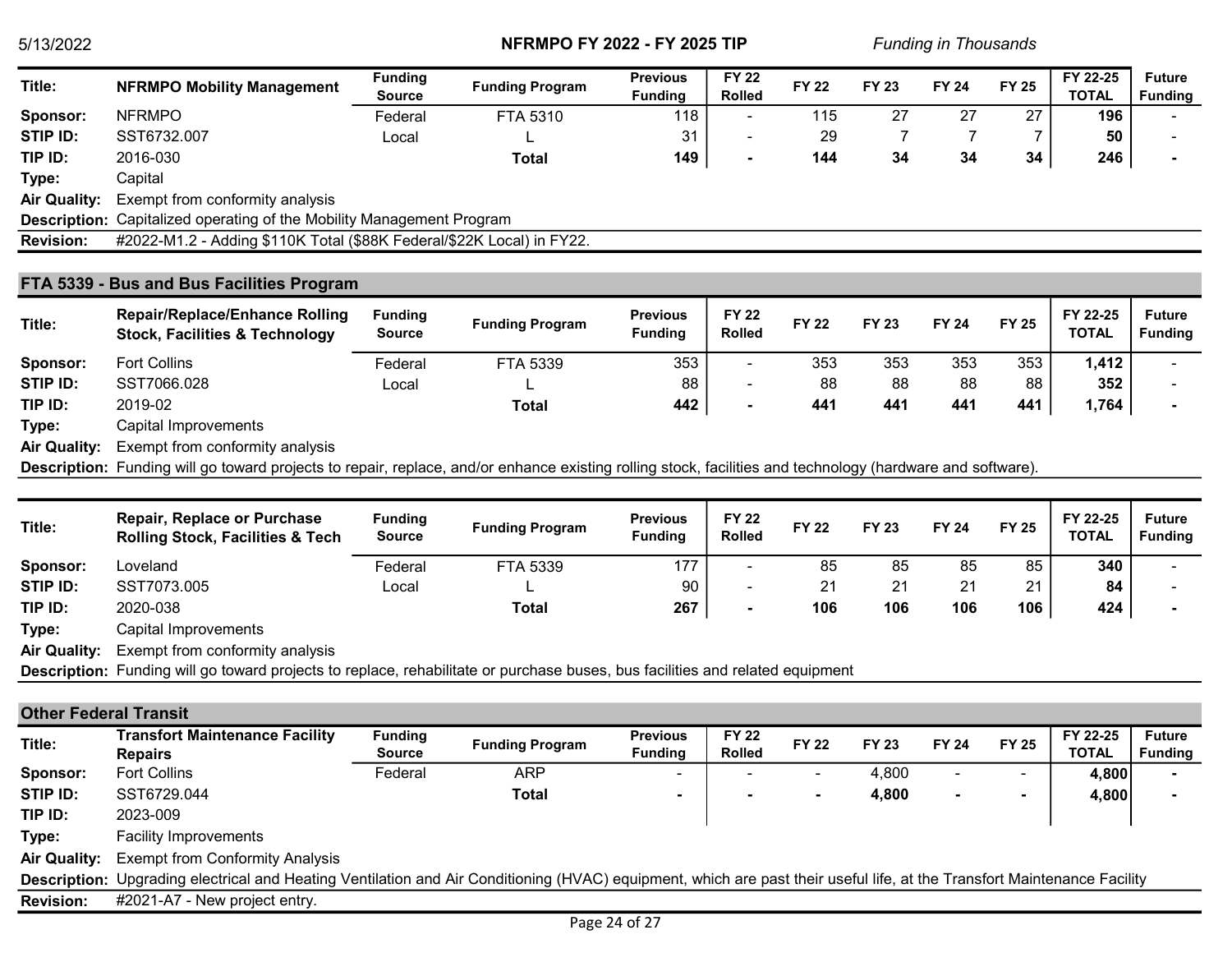| Title: | NFRMPO Mobility Management | Funding Source | Funding Program | Previous Funding | FY 22 Rolled | FY 22 | FY 23 | FY 24 | FY 25 | FY 22-25 TOTAL | Future Funding |
|---|---|---|---|---|---|---|---|---|---|---|---|
| Sponsor: | NFRMPO | Federal | FTA 5310 | 118 | - | 115 | 27 | 27 | 27 | **196** | - |
| STIP ID: | SST6732.007 | Local | L | 31 | - | 29 | 7 | 7 | 7 | **50** | - |
| TIP ID: | 2016-030 | | **Total** | **149** | **-** | **144** | **34** | **34** | **34** | **246** | **-** |
| Type: | Capital | | | | | | | | | | |
| Air Quality: | Exempt from conformity analysis | | | | | | | | | | |
| Description: | Capitalized operating of the Mobility Management Program | | | | | | | | | | |
| Revision: | #2022-M1.2 - Adding $110K Total ($88K Federal/$22K Local) in FY22. | | | | | | | | | | |

## FTA 5339 - Bus and Bus Facilities Program

| Title: | Repair/Replace/Enhance Rolling Stock, Facilities & Technology | Funding Source | Funding Program | Previous Funding | FY 22 Rolled | FY 22 | FY 23 | FY 24 | FY 25 | FY 22-25 TOTAL | Future Funding |
|---|---|---|---|---|---|---|---|---|---|---|---|
| Sponsor: | Fort Collins | Federal | FTA 5339 | 353 | - | 353 | 353 | 353 | 353 | **1,412** | - |
| STIP ID: | SST7066.028 | Local | L | 88 | - | 88 | 88 | 88 | 88 | **352** | - |
| TIP ID: | 2019-02 | | **Total** | **442** | **-** | **441** | **441** | **441** | **441** | **1,764** | **-** |
| Type: | Capital Improvements | | | | | | | | | | |
| Air Quality: | Exempt from conformity analysis | | | | | | | | | | |
| Description: | Funding will go toward projects to repair, replace, and/or enhance existing rolling stock, facilities and technology (hardware and software). | | | | | | | | | | |

| Title: | Repair, Replace or Purchase Rolling Stock, Facilities & Tech | Funding Source | Funding Program | Previous Funding | FY 22 Rolled | FY 22 | FY 23 | FY 24 | FY 25 | FY 22-25 TOTAL | Future Funding |
|---|---|---|---|---|---|---|---|---|---|---|---|
| Sponsor: | Loveland | Federal | FTA 5339 | 177 | - | 85 | 85 | 85 | 85 | **340** | - |
| STIP ID: | SST7073.005 | Local | L | 90 | - | 21 | 21 | 21 | 21 | **84** | - |
| TIP ID: | 2020-038 | | **Total** | **267** | **-** | **106** | **106** | **106** | **106** | **424** | **-** |
| Type: | Capital Improvements | | | | | | | | | | |
| Air Quality: | Exempt from conformity analysis | | | | | | | | | | |
| Description: | Funding will go toward projects to replace, rehabilitate or purchase buses, bus facilities and related equipment | | | | | | | | | | |

## Other Federal Transit

| Title: | Transfort Maintenance Facility Repairs | Funding Source | Funding Program | Previous Funding | FY 22 Rolled | FY 22 | FY 23 | FY 24 | FY 25 | FY 22-25 TOTAL | Future Funding |
|---|---|---|---|---|---|---|---|---|---|---|---|
| Sponsor: | Fort Collins | Federal | ARP | - | - | - | 4,800 | - | - | **4,800** | **-** |
| STIP ID: | SST6729.044 | | **Total** | **-** | **-** | **-** | **4,800** | **-** | **-** | **4,800** | **-** |
| TIP ID: | 2023-009 | | | | | | | | | | |
| Type: | Facility Improvements | | | | | | | | | | |
| Air Quality: | Exempt from Conformity Analysis | | | | | | | | | | |
| Description: | Upgrading electrical and Heating Ventilation and Air Conditioning (HVAC) equipment, which are past their useful life, at the Transfort Maintenance Facility | | | | | | | | | | |
| Revision: | #2021-A7 - New project entry. | | | | | | | | | | |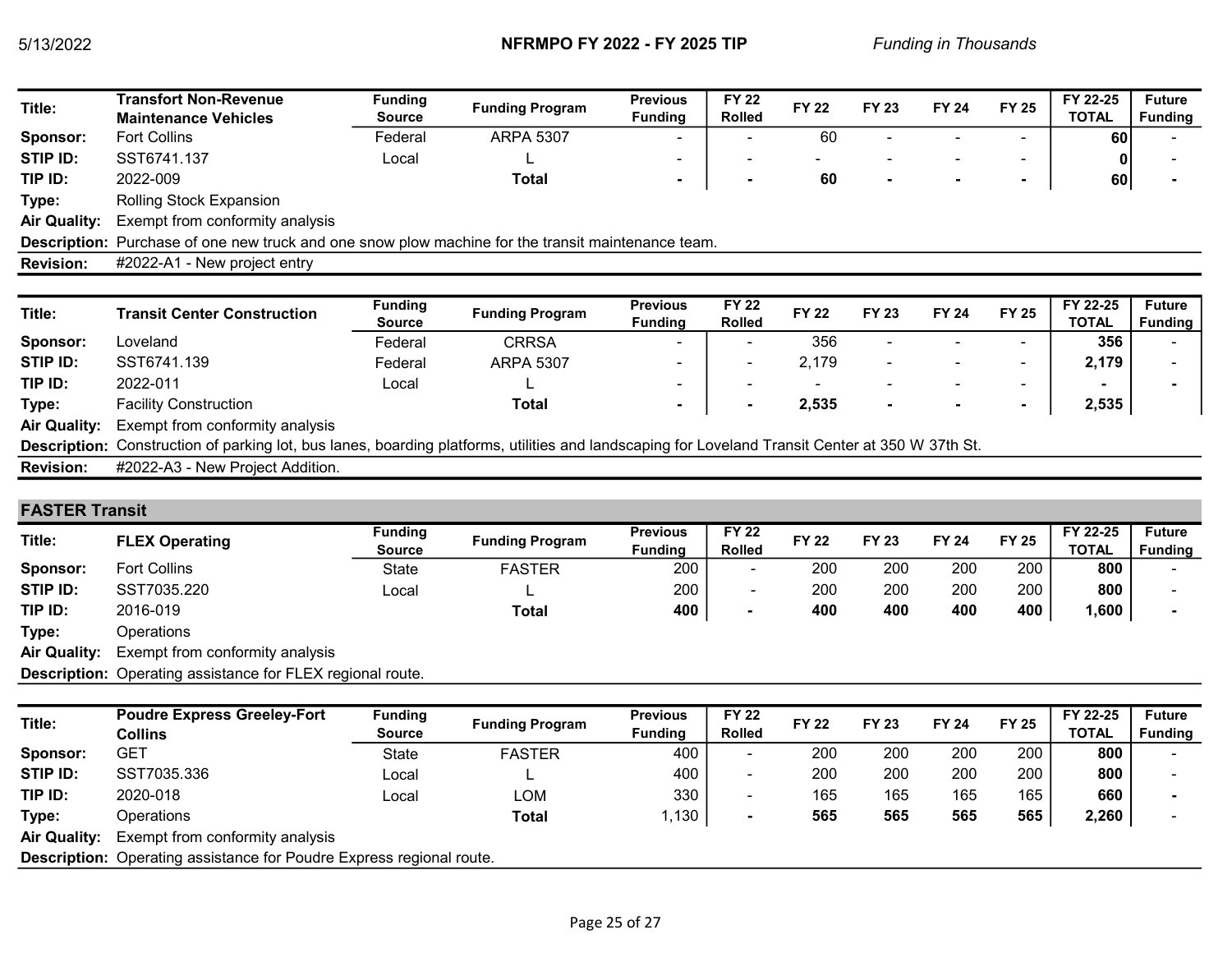| Title: | Transfort Non-Revenue Maintenance Vehicles | Funding Source | Funding Program | Previous Funding | FY 22 Rolled | FY 22 | FY 23 | FY 24 | FY 25 | FY 22-25 TOTAL | Future Funding |
|---|---|---|---|---|---|---|---|---|---|---|---|
| Sponsor: | Fort Collins | Federal | ARPA 5307 | - | - | 60 | - | - | - | 60 | - |
| STIP ID: | SST6741.137 | Local | L | - | - | - | - | - | - | 0 | - |
| TIP ID: | 2022-009 | | Total | - | - | 60 | - | - | - | 60 | - |
| Type: | Rolling Stock Expansion | | | | | | | | | | |
| Air Quality: | Exempt from conformity analysis | | | | | | | | | | |
| Description: | Purchase of one new truck and one snow plow machine for the transit maintenance team. | | | | | | | | | | |
| Revision: | #2022-A1 - New project entry | | | | | | | | | | |

| Title: | Transit Center Construction | Funding Source | Funding Program | Previous Funding | FY 22 Rolled | FY 22 | FY 23 | FY 24 | FY 25 | FY 22-25 TOTAL | Future Funding |
|---|---|---|---|---|---|---|---|---|---|---|---|
| Sponsor: | Loveland | Federal | CRRSA | - | - | 356 | - | - | - | 356 | - |
| STIP ID: | SST6741.139 | Federal | ARPA 5307 | - | - | 2,179 | - | - | - | 2,179 | - |
| TIP ID: | 2022-011 | Local | L | - | - | - | - | - | - | - | - |
| Type: | Facility Construction | | Total | - | - | 2,535 | - | - | - | 2,535 | |
| Air Quality: | Exempt from conformity analysis | | | | | | | | | | |
| Description: | Construction of parking lot, bus lanes, boarding platforms, utilities and landscaping for Loveland Transit Center at 350 W 37th St. | | | | | | | | | | |
| Revision: | #2022-A3 - New Project Addition. | | | | | | | | | | |

## FASTER Transit

| Title: | FLEX Operating | Funding Source | Funding Program | Previous Funding | FY 22 Rolled | FY 22 | FY 23 | FY 24 | FY 25 | FY 22-25 TOTAL | Future Funding |
|---|---|---|---|---|---|---|---|---|---|---|---|
| Sponsor: | Fort Collins | State | FASTER | 200 | - | 200 | 200 | 200 | 200 | 800 | - |
| STIP ID: | SST7035.220 | Local | L | 200 | - | 200 | 200 | 200 | 200 | 800 | - |
| TIP ID: | 2016-019 | | Total | 400 | - | 400 | 400 | 400 | 400 | 1,600 | - |
| Type: | Operations | | | | | | | | | | |
| Air Quality: | Exempt from conformity analysis | | | | | | | | | | |
| Description: | Operating assistance for FLEX regional route. | | | | | | | | | | |

| Title: | Poudre Express Greeley-Fort Collins | Funding Source | Funding Program | Previous Funding | FY 22 Rolled | FY 22 | FY 23 | FY 24 | FY 25 | FY 22-25 TOTAL | Future Funding |
|---|---|---|---|---|---|---|---|---|---|---|---|
| Sponsor: | GET | State | FASTER | 400 | - | 200 | 200 | 200 | 200 | 800 | - |
| STIP ID: | SST7035.336 | Local | L | 400 | - | 200 | 200 | 200 | 200 | 800 | - |
| TIP ID: | 2020-018 | Local | LOM | 330 | - | 165 | 165 | 165 | 165 | 660 | - |
| Type: | Operations | | Total | 1,130 | - | 565 | 565 | 565 | 565 | 2,260 | - |
| Air Quality: | Exempt from conformity analysis | | | | | | | | | | |
| Description: | Operating assistance for Poudre Express regional route. | | | | | | | | | | |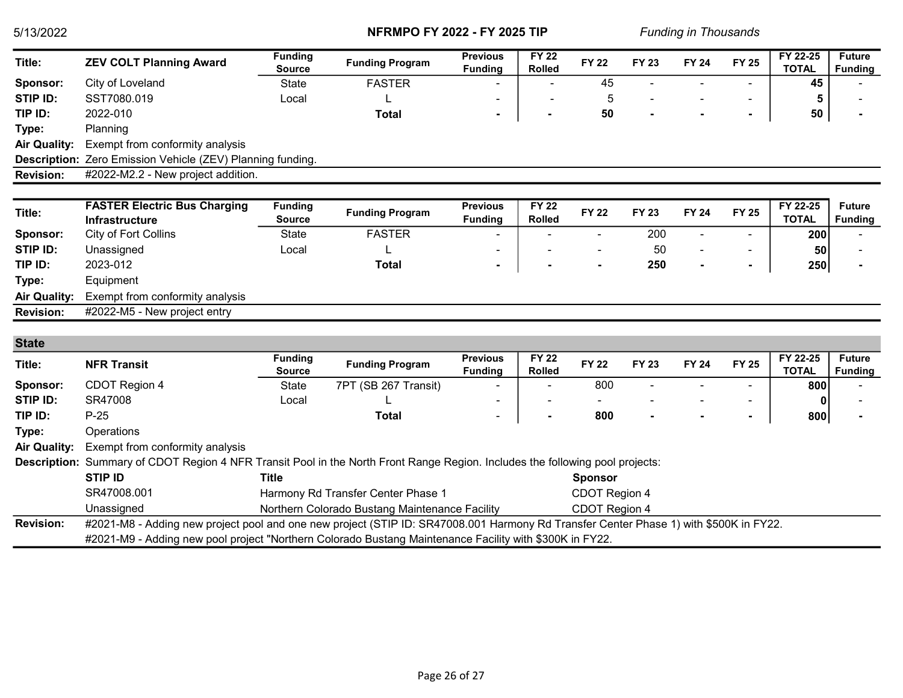| Title: | ZEV COLT Planning Award | Funding Source | Funding Program | Previous Funding | FY 22 Rolled | FY 22 | FY 23 | FY 24 | FY 25 | FY 22-25 TOTAL | Future Funding |
|---|---|---|---|---|---|---|---|---|---|---|---|
| Sponsor: | City of Loveland | State | FASTER | - | - | 45 | - | - | - | 45 | - |
| STIP ID: | SST7080.019 | Local | L | - | - | 5 | - | - | - | 5 | - |
| TIP ID: | 2022-010 | | Total | - | - | 50 | - | - | - | 50 | - |
| Type: | Planning | | | | | | | | | | |
| Air Quality: | Exempt from conformity analysis | | | | | | | | | | |
| Description: | Zero Emission Vehicle (ZEV) Planning funding. | | | | | | | | | | |
| Revision: | #2022-M2.2 - New project addition. | | | | | | | | | | |

| Title: | FASTER Electric Bus Charging Infrastructure | Funding Source | Funding Program | Previous Funding | FY 22 Rolled | FY 22 | FY 23 | FY 24 | FY 25 | FY 22-25 TOTAL | Future Funding |
|---|---|---|---|---|---|---|---|---|---|---|---|
| Sponsor: | City of Fort Collins | State | FASTER | - | - | - | 200 | - | - | 200 | - |
| STIP ID: | Unassigned | Local | L | - | - | - | 50 | - | - | 50 | - |
| TIP ID: | 2023-012 | | Total | - | - | - | 250 | - | - | 250 | - |
| Type: | Equipment | | | | | | | | | | |
| Air Quality: | Exempt from conformity analysis | | | | | | | | | | |
| Revision: | #2022-M5 - New project entry | | | | | | | | | | |

## State

| Title: | NFR Transit | Funding Source | Funding Program | Previous Funding | FY 22 Rolled | FY 22 | FY 23 | FY 24 | FY 25 | FY 22-25 TOTAL | Future Funding |
|---|---|---|---|---|---|---|---|---|---|---|---|
| Sponsor: | CDOT Region 4 | State | 7PT (SB 267 Transit) | - | - | 800 | - | - | - | 800 | - |
| STIP ID: | SR47008 | Local | L | - | - | - | - | - | - | 0 | - |
| TIP ID: | P-25 | | Total | - | - | 800 | - | - | - | 800 | - |
| Type: | Operations | | | | | | | | | | |
| Air Quality: | Exempt from conformity analysis | | | | | | | | | | |
| Description: | Summary of CDOT Region 4 NFR Transit Pool in the North Front Range Region. Includes the following pool projects: | | | | | | | | | | |

| STIP ID | Title | Sponsor |
|---|---|---|
| SR47008.001 | Harmony Rd Transfer Center Phase 1 | CDOT Region 4 |
| Unassigned | Northern Colorado Bustang Maintenance Facility | CDOT Region 4 |

**Revision:** #2021-M8 - Adding new project pool and one new project (STIP ID: SR47008.001 Harmony Rd Transfer Center Phase 1) with $500K in FY22.
#2021-M9 - Adding new pool project "Northern Colorado Bustang Maintenance Facility with $300K in FY22.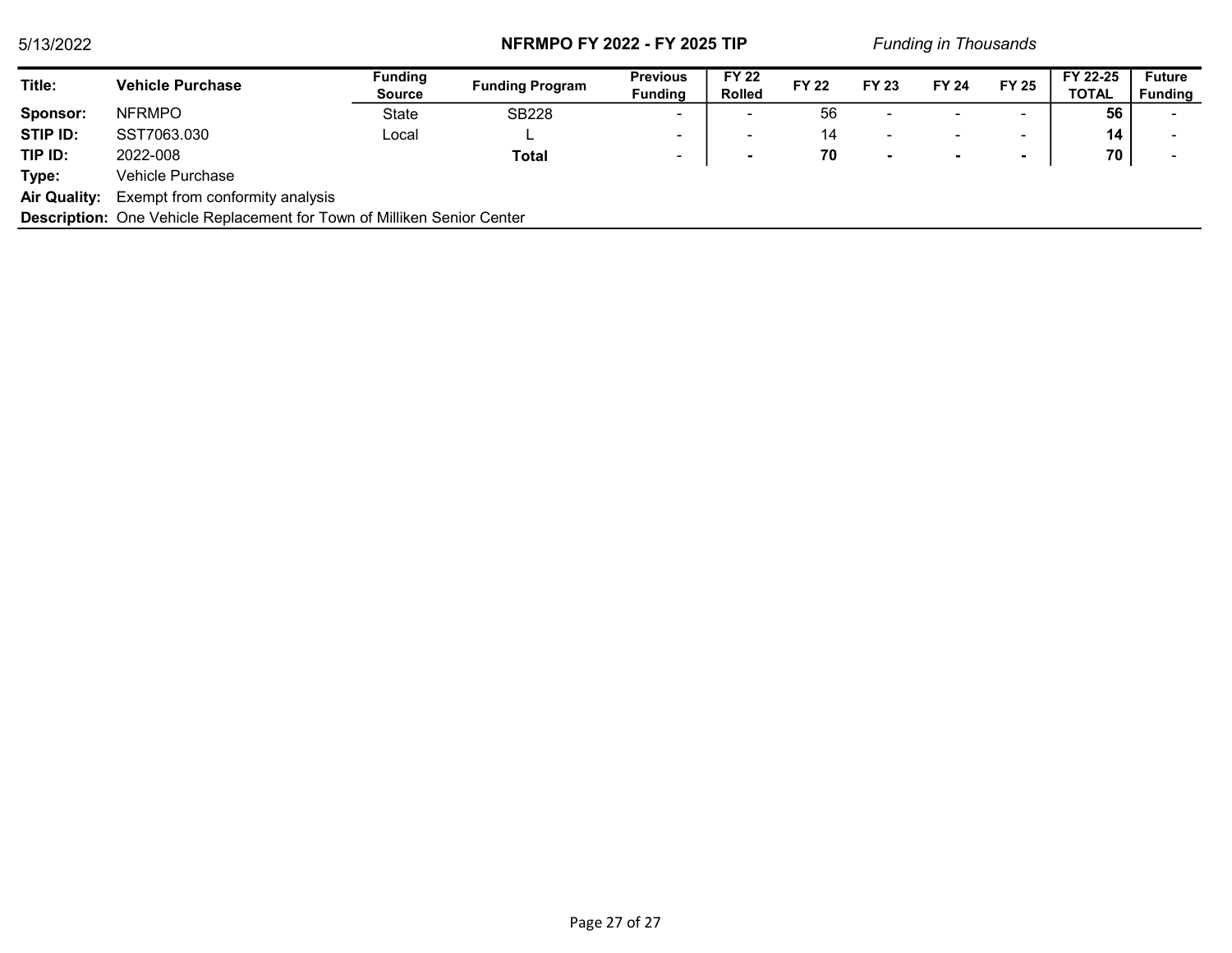| Title: | Vehicle Purchase | Funding Source | Funding Program | Previous Funding | FY 22 Rolled | FY 22 | FY 23 | FY 24 | FY 25 | FY 22-25 TOTAL | Future Funding |
|---|---|---|---|---|---|---|---|---|---|---|---|
| **Sponsor:** | NFRMPO | State | SB228 | - | - | 56 | - | - | - | **56** | - |
| **STIP ID:** | SST7063.030 | Local | L | - | - | 14 | - | - | - | **14** | - |
| **TIP ID:** | 2022-008 | | **Total** | - | **-** | **70** | **-** | **-** | **-** | **70** | - |
| **Type:** | Vehicle Purchase | | | | | | | | | | |
| **Air Quality:** | Exempt from conformity analysis | | | | | | | | | | |
| **Description:** | One Vehicle Replacement for Town of Milliken Senior Center | | | | | | | | | | |